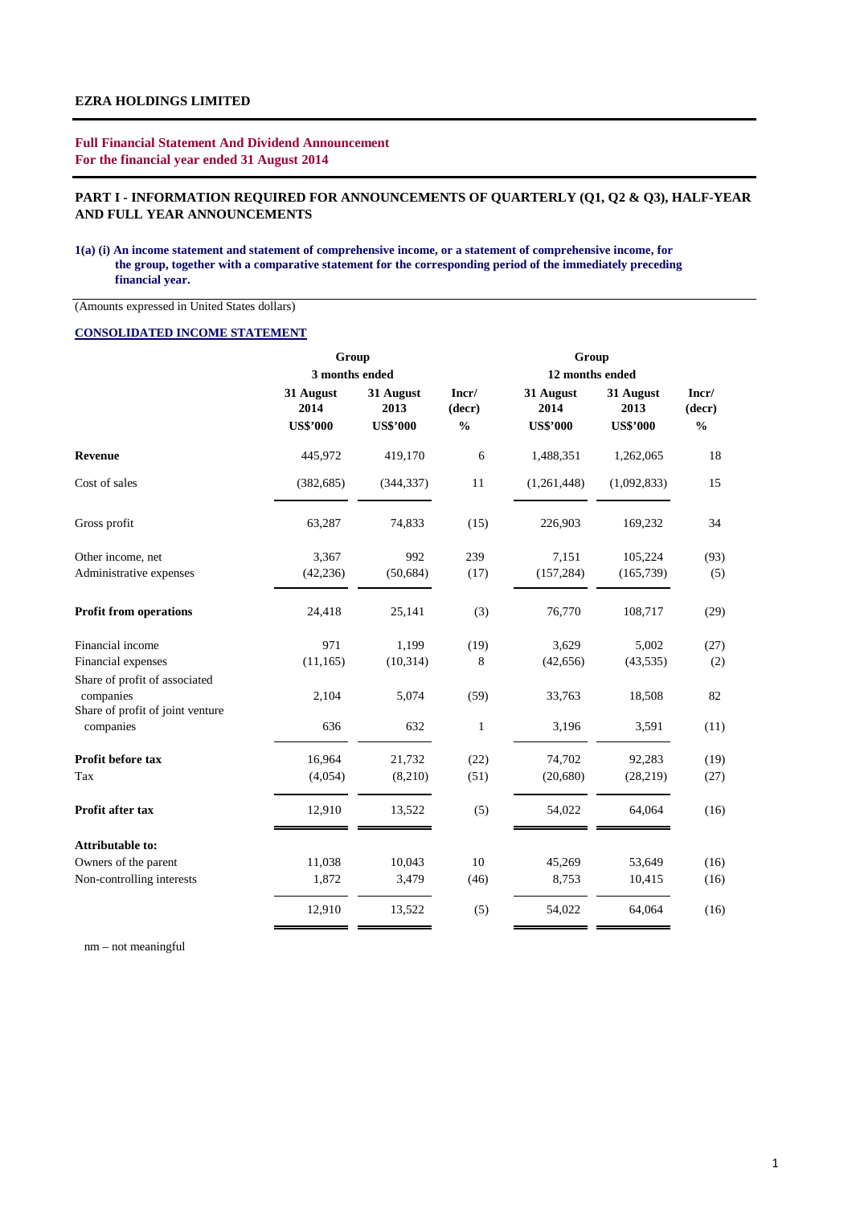**EZRA HOLDINGS LIMITED**

**Full Financial Statement And Dividend Announcement**
**For the financial year ended 31 August 2014**

## PART I - INFORMATION REQUIRED FOR ANNOUNCEMENTS OF QUARTERLY (Q1, Q2 & Q3), HALF-YEAR AND FULL YEAR ANNOUNCEMENTS

**1(a) (i) An income statement and statement of comprehensive income, or a statement of comprehensive income, for the group, together with a comparative statement for the corresponding period of the immediately preceding financial year.**

(Amounts expressed in United States dollars)

**CONSOLIDATED INCOME STATEMENT**

| | Group 3 months ended | | | Group 12 months ended | | |
|---|---|---|---|---|---|---|
| | **31 August 2014** | **31 August 2013** | **Incr/ (decr)** | **31 August 2014** | **31 August 2013** | **Incr/ (decr)** |
| | **US$'000** | **US$'000** | **%** | **US$'000** | **US$'000** | **%** |
| **Revenue** | 445,972 | 419,170 | 6 | 1,488,351 | 1,262,065 | 18 |
| Cost of sales | (382,685) | (344,337) | 11 | (1,261,448) | (1,092,833) | 15 |
| Gross profit | 63,287 | 74,833 | (15) | 226,903 | 169,232 | 34 |
| Other income, net | 3,367 | 992 | 239 | 7,151 | 105,224 | (93) |
| Administrative expenses | (42,236) | (50,684) | (17) | (157,284) | (165,739) | (5) |
| **Profit from operations** | 24,418 | 25,141 | (3) | 76,770 | 108,717 | (29) |
| Financial income | 971 | 1,199 | (19) | 3,629 | 5,002 | (27) |
| Financial expenses | (11,165) | (10,314) | 8 | (42,656) | (43,535) | (2) |
| Share of profit of associated companies | 2,104 | 5,074 | (59) | 33,763 | 18,508 | 82 |
| Share of profit of joint venture companies | 636 | 632 | 1 | 3,196 | 3,591 | (11) |
| **Profit before tax** | 16,964 | 21,732 | (22) | 74,702 | 92,283 | (19) |
| Tax | (4,054) | (8,210) | (51) | (20,680) | (28,219) | (27) |
| **Profit after tax** | 12,910 | 13,522 | (5) | 54,022 | 64,064 | (16) |
| **Attributable to:** | | | | | | |
| Owners of the parent | 11,038 | 10,043 | 10 | 45,269 | 53,649 | (16) |
| Non-controlling interests | 1,872 | 3,479 | (46) | 8,753 | 10,415 | (16) |
| | 12,910 | 13,522 | (5) | 54,022 | 64,064 | (16) |

nm – not meaningful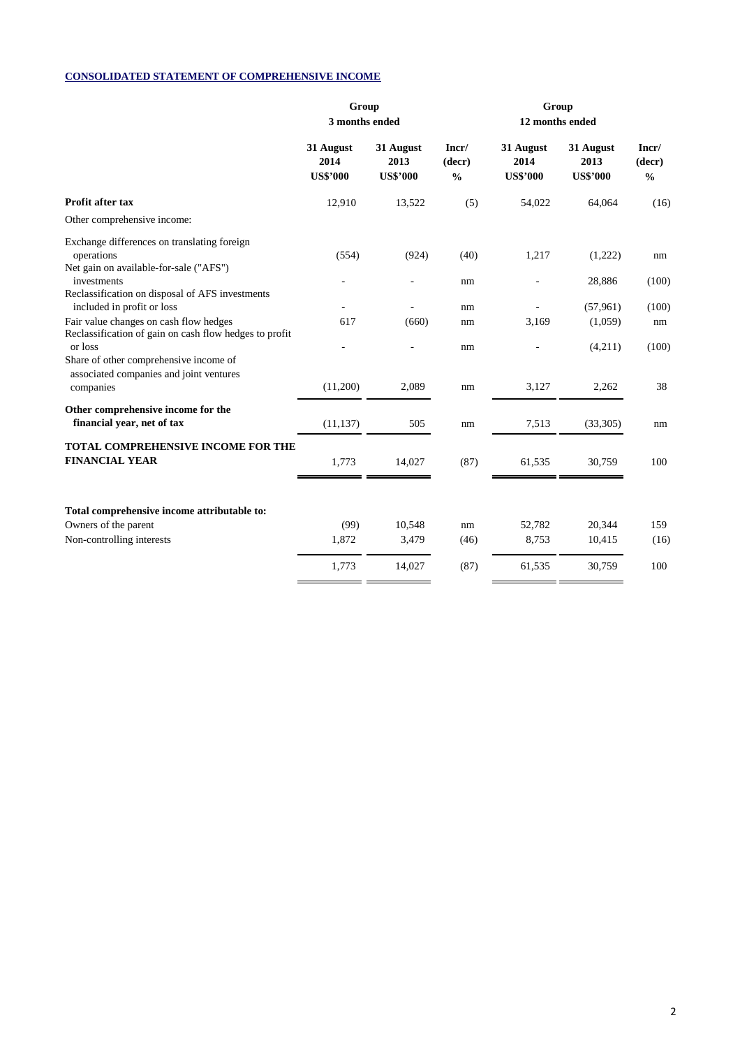## CONSOLIDATED STATEMENT OF COMPREHENSIVE INCOME

| | Group 3 months ended | | | Group 12 months ended | | |
|---|---|---|---|---|---|---|
| | 31 August 2014 US$'000 | 31 August 2013 US$'000 | Incr/ (decr) % | 31 August 2014 US$'000 | 31 August 2013 US$'000 | Incr/ (decr) % |
| **Profit after tax** | 12,910 | 13,522 | (5) | 54,022 | 64,064 | (16) |
| Other comprehensive income: | | | | | | |
| Exchange differences on translating foreign operations | (554) | (924) | (40) | 1,217 | (1,222) | nm |
| Net gain on available-for-sale ("AFS") investments | - | - | nm | - | 28,886 | (100) |
| Reclassification on disposal of AFS investments included in profit or loss | - | - | nm | - | (57,961) | (100) |
| Fair value changes on cash flow hedges | 617 | (660) | nm | 3,169 | (1,059) | nm |
| Reclassification of gain on cash flow hedges to profit or loss | - | - | nm | - | (4,211) | (100) |
| Share of other comprehensive income of associated companies and joint ventures companies | (11,200) | 2,089 | nm | 3,127 | 2,262 | 38 |
| **Other comprehensive income for the financial year, net of tax** | (11,137) | 505 | nm | 7,513 | (33,305) | nm |
| **TOTAL COMPREHENSIVE INCOME FOR THE FINANCIAL YEAR** | 1,773 | 14,027 | (87) | 61,535 | 30,759 | 100 |
| | | | | | | |
| **Total comprehensive income attributable to:** | | | | | | |
| Owners of the parent | (99) | 10,548 | nm | 52,782 | 20,344 | 159 |
| Non-controlling interests | 1,872 | 3,479 | (46) | 8,753 | 10,415 | (16) |
| | 1,773 | 14,027 | (87) | 61,535 | 30,759 | 100 |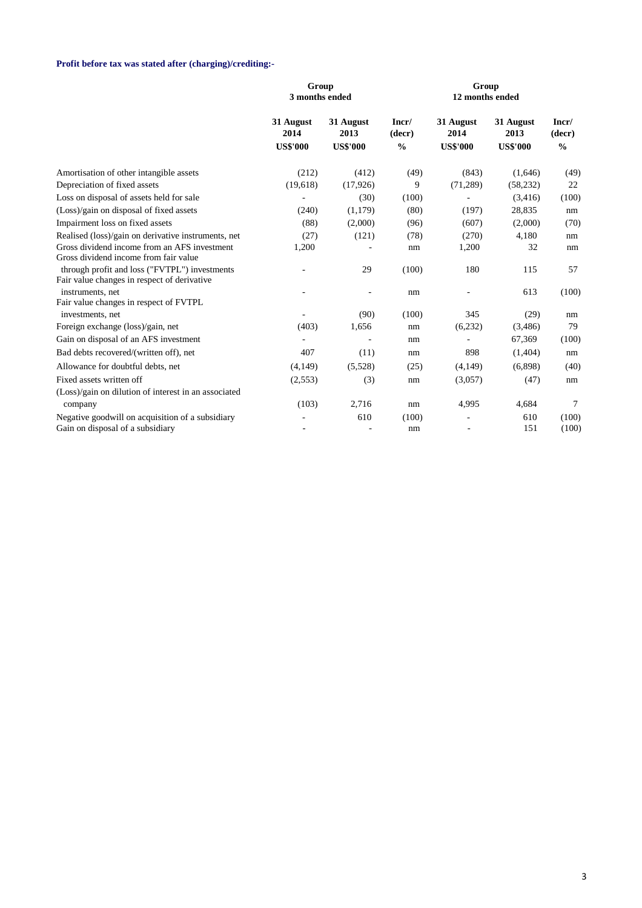**Profit before tax was stated after (charging)/crediting:-**

| | Group 3 months ended | | | Group 12 months ended | | |
|---|---|---|---|---|---|---|
| | 31 August 2014 US$'000 | 31 August 2013 US$'000 | Incr/ (decr) % | 31 August 2014 US$'000 | 31 August 2013 US$'000 | Incr/ (decr) % |
| Amortisation of other intangible assets | (212) | (412) | (49) | (843) | (1,646) | (49) |
| Depreciation of fixed assets | (19,618) | (17,926) | 9 | (71,289) | (58,232) | 22 |
| Loss on disposal of assets held for sale | - | (30) | (100) | - | (3,416) | (100) |
| (Loss)/gain on disposal of fixed assets | (240) | (1,179) | (80) | (197) | 28,835 | nm |
| Impairment loss on fixed assets | (88) | (2,000) | (96) | (607) | (2,000) | (70) |
| Realised (loss)/gain on derivative instruments, net | (27) | (121) | (78) | (270) | 4,180 | nm |
| Gross dividend income from an AFS investment | 1,200 | - | nm | 1,200 | 32 | nm |
| Gross dividend income from fair value through profit and loss ("FVTPL") investments | - | 29 | (100) | 180 | 115 | 57 |
| Fair value changes in respect of derivative instruments, net | - | - | nm | - | 613 | (100) |
| Fair value changes in respect of FVTPL investments, net | - | (90) | (100) | 345 | (29) | nm |
| Foreign exchange (loss)/gain, net | (403) | 1,656 | nm | (6,232) | (3,486) | 79 |
| Gain on disposal of an AFS investment | - | - | nm | - | 67,369 | (100) |
| Bad debts recovered/(written off), net | 407 | (11) | nm | 898 | (1,404) | nm |
| Allowance for doubtful debts, net | (4,149) | (5,528) | (25) | (4,149) | (6,898) | (40) |
| Fixed assets written off | (2,553) | (3) | nm | (3,057) | (47) | nm |
| (Loss)/gain on dilution of interest in an associated company | (103) | 2,716 | nm | 4,995 | 4,684 | 7 |
| Negative goodwill on acquisition of a subsidiary | - | 610 | (100) | - | 610 | (100) |
| Gain on disposal of a subsidiary | - | - | nm | - | 151 | (100) |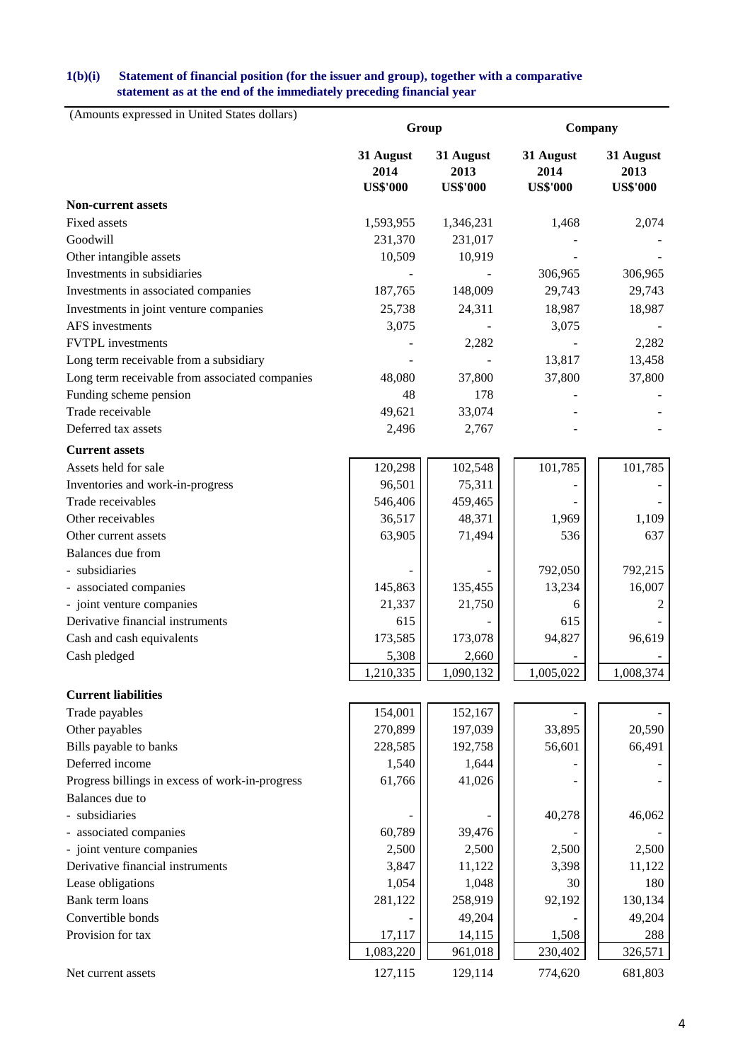**1(b)(i) Statement of financial position (for the issuer and group), together with a comparative statement as at the end of the immediately preceding financial year**

(Amounts expressed in United States dollars)

| | Group | | Company | |
|---|---|---|---|---|
| | 31 August 2014 US$'000 | 31 August 2013 US$'000 | 31 August 2014 US$'000 | 31 August 2013 US$'000 |
| **Non-current assets** | | | | |
| Fixed assets | 1,593,955 | 1,346,231 | 1,468 | 2,074 |
| Goodwill | 231,370 | 231,017 | - | - |
| Other intangible assets | 10,509 | 10,919 | - | - |
| Investments in subsidiaries | - | - | 306,965 | 306,965 |
| Investments in associated companies | 187,765 | 148,009 | 29,743 | 29,743 |
| Investments in joint venture companies | 25,738 | 24,311 | 18,987 | 18,987 |
| AFS investments | 3,075 | - | 3,075 | - |
| FVTPL investments | - | 2,282 | - | 2,282 |
| Long term receivable from a subsidiary | - | - | 13,817 | 13,458 |
| Long term receivable from associated companies | 48,080 | 37,800 | 37,800 | 37,800 |
| Funding scheme pension | 48 | 178 | - | - |
| Trade receivable | 49,621 | 33,074 | - | - |
| Deferred tax assets | 2,496 | 2,767 | - | - |
| **Current assets** | | | | |
| Assets held for sale | 120,298 | 102,548 | 101,785 | 101,785 |
| Inventories and work-in-progress | 96,501 | 75,311 | - | - |
| Trade receivables | 546,406 | 459,465 | - | - |
| Other receivables | 36,517 | 48,371 | 1,969 | 1,109 |
| Other current assets | 63,905 | 71,494 | 536 | 637 |
| Balances due from | | | | |
| - subsidiaries | - | - | 792,050 | 792,215 |
| - associated companies | 145,863 | 135,455 | 13,234 | 16,007 |
| - joint venture companies | 21,337 | 21,750 | 6 | 2 |
| Derivative financial instruments | 615 | - | 615 | - |
| Cash and cash equivalents | 173,585 | 173,078 | 94,827 | 96,619 |
| Cash pledged | 5,308 | 2,660 | - | - |
| | 1,210,335 | 1,090,132 | 1,005,022 | 1,008,374 |
| **Current liabilities** | | | | |
| Trade payables | 154,001 | 152,167 | - | - |
| Other payables | 270,899 | 197,039 | 33,895 | 20,590 |
| Bills payable to banks | 228,585 | 192,758 | 56,601 | 66,491 |
| Deferred income | 1,540 | 1,644 | - | - |
| Progress billings in excess of work-in-progress | 61,766 | 41,026 | - | - |
| Balances due to | | | | |
| - subsidiaries | - | - | 40,278 | 46,062 |
| - associated companies | 60,789 | 39,476 | - | - |
| - joint venture companies | 2,500 | 2,500 | 2,500 | 2,500 |
| Derivative financial instruments | 3,847 | 11,122 | 3,398 | 11,122 |
| Lease obligations | 1,054 | 1,048 | 30 | 180 |
| Bank term loans | 281,122 | 258,919 | 92,192 | 130,134 |
| Convertible bonds | - | 49,204 | - | 49,204 |
| Provision for tax | 17,117 | 14,115 | 1,508 | 288 |
| | 1,083,220 | 961,018 | 230,402 | 326,571 |
| Net current assets | 127,115 | 129,114 | 774,620 | 681,803 |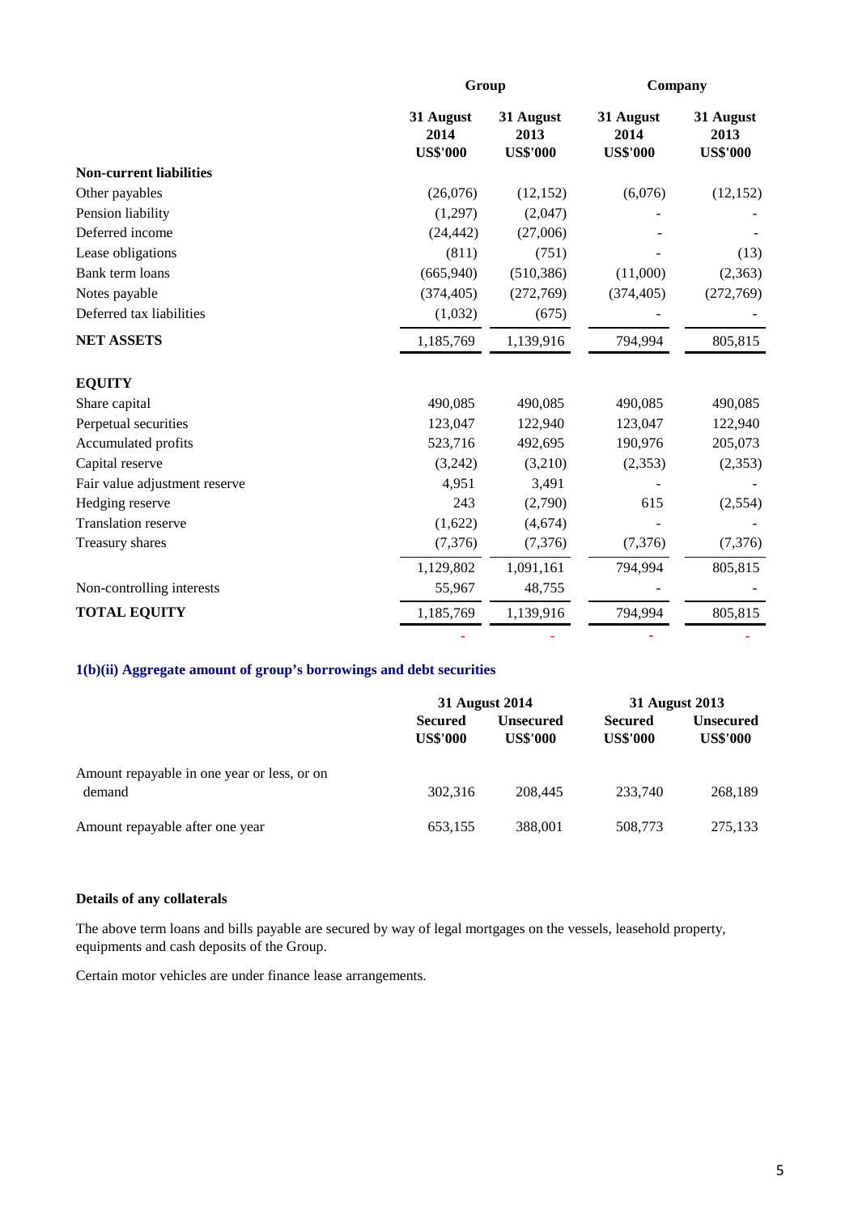| | Group | | Company | |
|---|---|---|---|---|
| | 31 August 2014 US$'000 | 31 August 2013 US$'000 | 31 August 2014 US$'000 | 31 August 2013 US$'000 |
| **Non-current liabilities** | | | | |
| Other payables | (26,076) | (12,152) | (6,076) | (12,152) |
| Pension liability | (1,297) | (2,047) | - | - |
| Deferred income | (24,442) | (27,006) | - | - |
| Lease obligations | (811) | (751) | - | (13) |
| Bank term loans | (665,940) | (510,386) | (11,000) | (2,363) |
| Notes payable | (374,405) | (272,769) | (374,405) | (272,769) |
| Deferred tax liabilities | (1,032) | (675) | - | - |
| **NET ASSETS** | 1,185,769 | 1,139,916 | 794,994 | 805,815 |
| | | | | |
| **EQUITY** | | | | |
| Share capital | 490,085 | 490,085 | 490,085 | 490,085 |
| Perpetual securities | 123,047 | 122,940 | 123,047 | 122,940 |
| Accumulated profits | 523,716 | 492,695 | 190,976 | 205,073 |
| Capital reserve | (3,242) | (3,210) | (2,353) | (2,353) |
| Fair value adjustment reserve | 4,951 | 3,491 | - | - |
| Hedging reserve | 243 | (2,790) | 615 | (2,554) |
| Translation reserve | (1,622) | (4,674) | - | - |
| Treasury shares | (7,376) | (7,376) | (7,376) | (7,376) |
| | 1,129,802 | 1,091,161 | 794,994 | 805,815 |
| Non-controlling interests | 55,967 | 48,755 | - | - |
| **TOTAL EQUITY** | 1,185,769 | 1,139,916 | 794,994 | 805,815 |
| | - | - | - | - |

### 1(b)(ii) Aggregate amount of group's borrowings and debt securities

| | 31 August 2014 | | 31 August 2013 | |
|---|---|---|---|---|
| | Secured US$'000 | Unsecured US$'000 | Secured US$'000 | Unsecured US$'000 |
| Amount repayable in one year or less, or on demand | 302,316 | 208,445 | 233,740 | 268,189 |
| Amount repayable after one year | 653,155 | 388,001 | 508,773 | 275,133 |

**Details of any collaterals**

The above term loans and bills payable are secured by way of legal mortgages on the vessels, leasehold property, equipments and cash deposits of the Group.

Certain motor vehicles are under finance lease arrangements.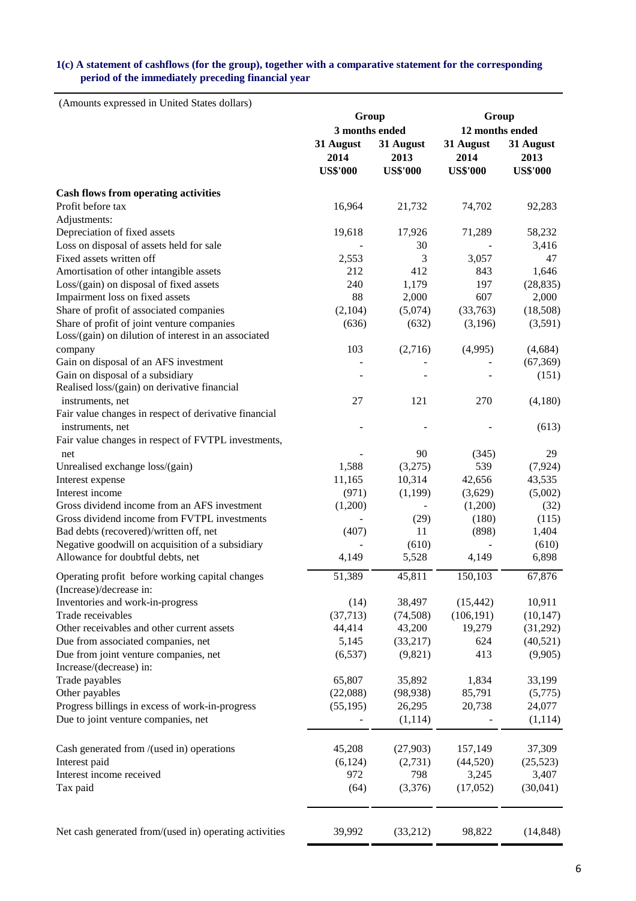## 1(c) A statement of cashflows (for the group), together with a comparative statement for the corresponding period of the immediately preceding financial year

(Amounts expressed in United States dollars)

| | Group | | Group | |
|---|---|---|---|---|
| | 3 months ended | | 12 months ended | |
| | 31 August 2014 | 31 August 2013 | 31 August 2014 | 31 August 2013 |
| | US$'000 | US$'000 | US$'000 | US$'000 |
| **Cash flows from operating activities** | | | | |
| Profit before tax | 16,964 | 21,732 | 74,702 | 92,283 |
| Adjustments: | | | | |
| Depreciation of fixed assets | 19,618 | 17,926 | 71,289 | 58,232 |
| Loss on disposal of assets held for sale | - | 30 | - | 3,416 |
| Fixed assets written off | 2,553 | 3 | 3,057 | 47 |
| Amortisation of other intangible assets | 212 | 412 | 843 | 1,646 |
| Loss/(gain) on disposal of fixed assets | 240 | 1,179 | 197 | (28,835) |
| Impairment loss on fixed assets | 88 | 2,000 | 607 | 2,000 |
| Share of profit of associated companies | (2,104) | (5,074) | (33,763) | (18,508) |
| Share of profit of joint venture companies | (636) | (632) | (3,196) | (3,591) |
| Loss/(gain) on dilution of interest in an associated company | 103 | (2,716) | (4,995) | (4,684) |
| Gain on disposal of an AFS investment | - | - | - | (67,369) |
| Gain on disposal of a subsidiary | - | - | - | (151) |
| Realised loss/(gain) on derivative financial instruments, net | 27 | 121 | 270 | (4,180) |
| Fair value changes in respect of derivative financial instruments, net | - | - | - | (613) |
| Fair value changes in respect of FVTPL investments, net | - | 90 | (345) | 29 |
| Unrealised exchange loss/(gain) | 1,588 | (3,275) | 539 | (7,924) |
| Interest expense | 11,165 | 10,314 | 42,656 | 43,535 |
| Interest income | (971) | (1,199) | (3,629) | (5,002) |
| Gross dividend income from an AFS investment | (1,200) | - | (1,200) | (32) |
| Gross dividend income from FVTPL investments | - | (29) | (180) | (115) |
| Bad debts (recovered)/written off, net | (407) | 11 | (898) | 1,404 |
| Negative goodwill on acquisition of a subsidiary | - | (610) | - | (610) |
| Allowance for doubtful debts, net | 4,149 | 5,528 | 4,149 | 6,898 |
| Operating profit before working capital changes | 51,389 | 45,811 | 150,103 | 67,876 |
| (Increase)/decrease in: | | | | |
| Inventories and work-in-progress | (14) | 38,497 | (15,442) | 10,911 |
| Trade receivables | (37,713) | (74,508) | (106,191) | (10,147) |
| Other receivables and other current assets | 44,414 | 43,200 | 19,279 | (31,292) |
| Due from associated companies, net | 5,145 | (33,217) | 624 | (40,521) |
| Due from joint venture companies, net | (6,537) | (9,821) | 413 | (9,905) |
| Increase/(decrease) in: | | | | |
| Trade payables | 65,807 | 35,892 | 1,834 | 33,199 |
| Other payables | (22,088) | (98,938) | 85,791 | (5,775) |
| Progress billings in excess of work-in-progress | (55,195) | 26,295 | 20,738 | 24,077 |
| Due to joint venture companies, net | - | (1,114) | - | (1,114) |
| Cash generated from /(used in) operations | 45,208 | (27,903) | 157,149 | 37,309 |
| Interest paid | (6,124) | (2,731) | (44,520) | (25,523) |
| Interest income received | 972 | 798 | 3,245 | 3,407 |
| Tax paid | (64) | (3,376) | (17,052) | (30,041) |
| Net cash generated from/(used in) operating activities | 39,992 | (33,212) | 98,822 | (14,848) |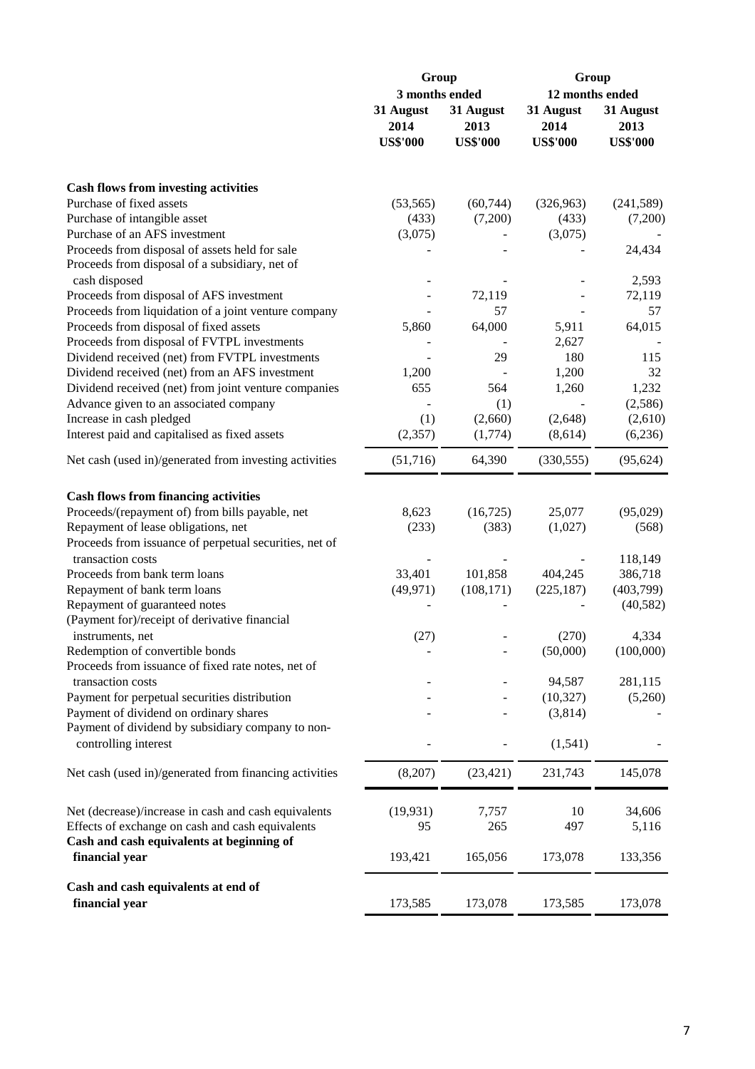| | Group | | Group | |
|---|---|---|---|---|
| | 3 months ended | | 12 months ended | |
| | 31 August 2014 | 31 August 2013 | 31 August 2014 | 31 August 2013 |
| | US$'000 | US$'000 | US$'000 | US$'000 |
| **Cash flows from investing activities** | | | | |
| Purchase of fixed assets | (53,565) | (60,744) | (326,963) | (241,589) |
| Purchase of intangible asset | (433) | (7,200) | (433) | (7,200) |
| Purchase of an AFS investment | (3,075) | - | (3,075) | - |
| Proceeds from disposal of assets held for sale | - | - | - | 24,434 |
| Proceeds from disposal of a subsidiary, net of cash disposed | - | - | - | 2,593 |
| Proceeds from disposal of AFS investment | - | 72,119 | - | 72,119 |
| Proceeds from liquidation of a joint venture company | - | 57 | - | 57 |
| Proceeds from disposal of fixed assets | 5,860 | 64,000 | 5,911 | 64,015 |
| Proceeds from disposal of FVTPL investments | - | - | 2,627 | - |
| Dividend received (net) from FVTPL investments | - | 29 | 180 | 115 |
| Dividend received (net) from an AFS investment | 1,200 | - | 1,200 | 32 |
| Dividend received (net) from joint venture companies | 655 | 564 | 1,260 | 1,232 |
| Advance given to an associated company | - | (1) | - | (2,586) |
| Increase in cash pledged | (1) | (2,660) | (2,648) | (2,610) |
| Interest paid and capitalised as fixed assets | (2,357) | (1,774) | (8,614) | (6,236) |
| Net cash (used in)/generated from investing activities | (51,716) | 64,390 | (330,555) | (95,624) |
| **Cash flows from financing activities** | | | | |
| Proceeds/(repayment of) from bills payable, net | 8,623 | (16,725) | 25,077 | (95,029) |
| Repayment of lease obligations, net | (233) | (383) | (1,027) | (568) |
| Proceeds from issuance of perpetual securities, net of transaction costs | - | - | - | 118,149 |
| Proceeds from bank term loans | 33,401 | 101,858 | 404,245 | 386,718 |
| Repayment of bank term loans | (49,971) | (108,171) | (225,187) | (403,799) |
| Repayment of guaranteed notes | - | - | - | (40,582) |
| (Payment for)/receipt of derivative financial instruments, net | (27) | - | (270) | 4,334 |
| Redemption of convertible bonds | - | - | (50,000) | (100,000) |
| Proceeds from issuance of fixed rate notes, net of transaction costs | - | - | 94,587 | 281,115 |
| Payment for perpetual securities distribution | - | - | (10,327) | (5,260) |
| Payment of dividend on ordinary shares | - | - | (3,814) | - |
| Payment of dividend by subsidiary company to non-controlling interest | - | - | (1,541) | - |
| Net cash (used in)/generated from financing activities | (8,207) | (23,421) | 231,743 | 145,078 |
| Net (decrease)/increase in cash and cash equivalents | (19,931) | 7,757 | 10 | 34,606 |
| Effects of exchange on cash and cash equivalents | 95 | 265 | 497 | 5,116 |
| **Cash and cash equivalents at beginning of financial year** | 193,421 | 165,056 | 173,078 | 133,356 |
| **Cash and cash equivalents at end of financial year** | 173,585 | 173,078 | 173,585 | 173,078 |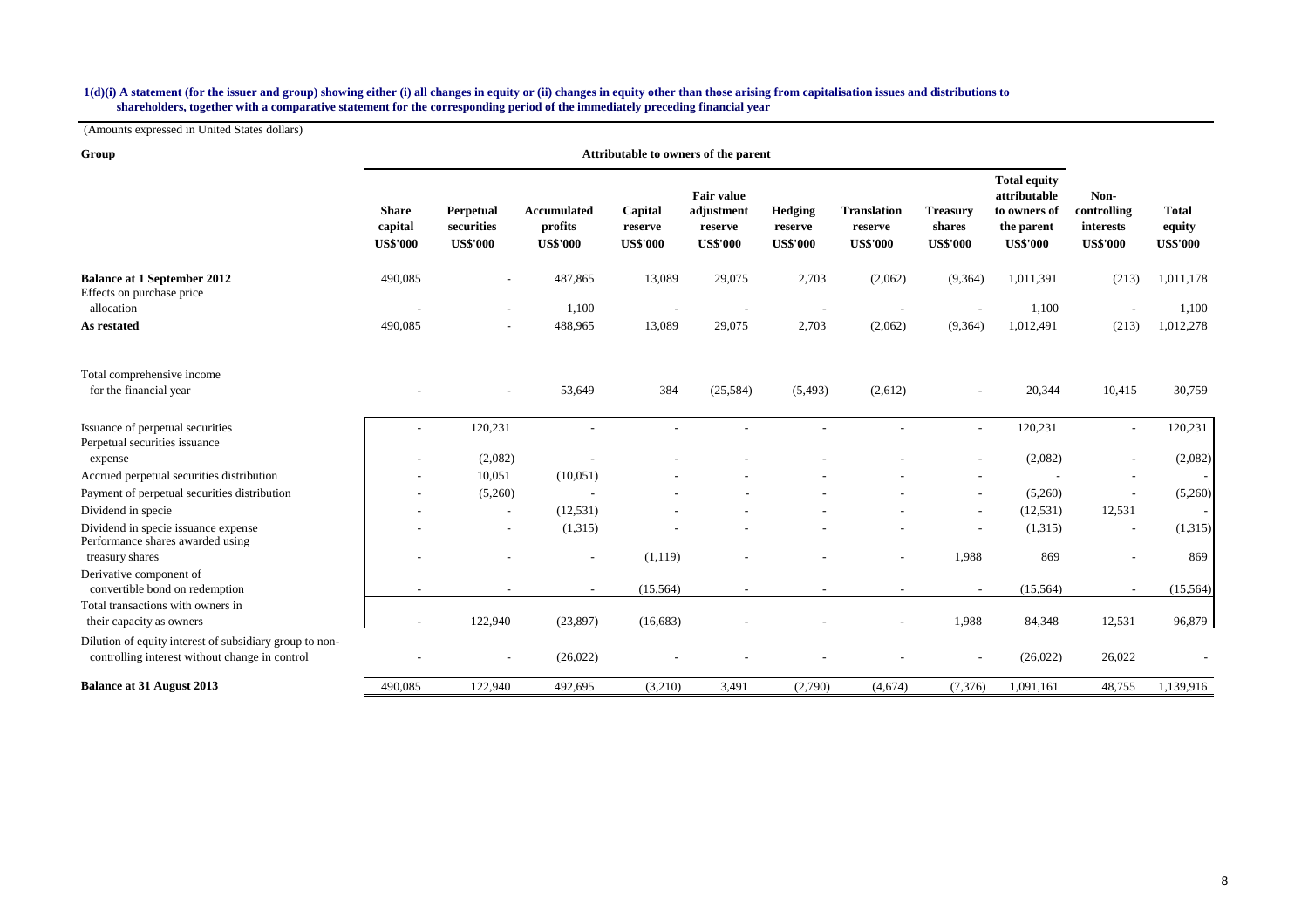**1(d)(i) A statement (for the issuer and group) showing either (i) all changes in equity or (ii) changes in equity other than those arising from capitalisation issues and distributions to shareholders, together with a comparative statement for the corresponding period of the immediately preceding financial year**

(Amounts expressed in United States dollars)

| Group | Attributable to owners of the parent | | | | | | | | | | |
|---|---|---|---|---|---|---|---|---|---|---|---|
| | Share capital US$'000 | Perpetual securities US$'000 | Accumulated profits US$'000 | Capital reserve US$'000 | Fair value adjustment reserve US$'000 | Hedging reserve US$'000 | Translation reserve US$'000 | Treasury shares US$'000 | Total equity attributable to owners of the parent US$'000 | Non-controlling interests US$'000 | Total equity US$'000 |
| **Balance at 1 September 2012** | 490,085 | - | 487,865 | 13,089 | 29,075 | 2,703 | (2,062) | (9,364) | 1,011,391 | (213) | 1,011,178 |
| Effects on purchase price allocation | - | - | 1,100 | - | - | - | - | - | 1,100 | - | 1,100 |
| **As restated** | 490,085 | - | 488,965 | 13,089 | 29,075 | 2,703 | (2,062) | (9,364) | 1,012,491 | (213) | 1,012,278 |
| Total comprehensive income for the financial year | - | - | 53,649 | 384 | (25,584) | (5,493) | (2,612) | - | 20,344 | 10,415 | 30,759 |
| Issuance of perpetual securities | - | 120,231 | - | - | - | - | - | - | 120,231 | - | 120,231 |
| Perpetual securities issuance expense | - | (2,082) | - | - | - | - | - | - | (2,082) | - | (2,082) |
| Accrued perpetual securities distribution | - | 10,051 | (10,051) | - | - | - | - | - | - | - | - |
| Payment of perpetual securities distribution | - | (5,260) | - | - | - | - | - | - | (5,260) | - | (5,260) |
| Dividend in specie | - | - | (12,531) | - | - | - | - | - | (12,531) | 12,531 | - |
| Dividend in specie issuance expense | - | - | (1,315) | - | - | - | - | - | (1,315) | - | (1,315) |
| Performance shares awarded using treasury shares | - | - | - | (1,119) | - | - | - | 1,988 | 869 | - | 869 |
| Derivative component of convertible bond on redemption | - | - | - | (15,564) | - | - | - | - | (15,564) | - | (15,564) |
| Total transactions with owners in their capacity as owners | - | 122,940 | (23,897) | (16,683) | - | - | - | 1,988 | 84,348 | 12,531 | 96,879 |
| Dilution of equity interest of subsidiary group to non-controlling interest without change in control | - | - | (26,022) | - | - | - | - | - | (26,022) | 26,022 | - |
| **Balance at 31 August 2013** | 490,085 | 122,940 | 492,695 | (3,210) | 3,491 | (2,790) | (4,674) | (7,376) | 1,091,161 | 48,755 | 1,139,916 |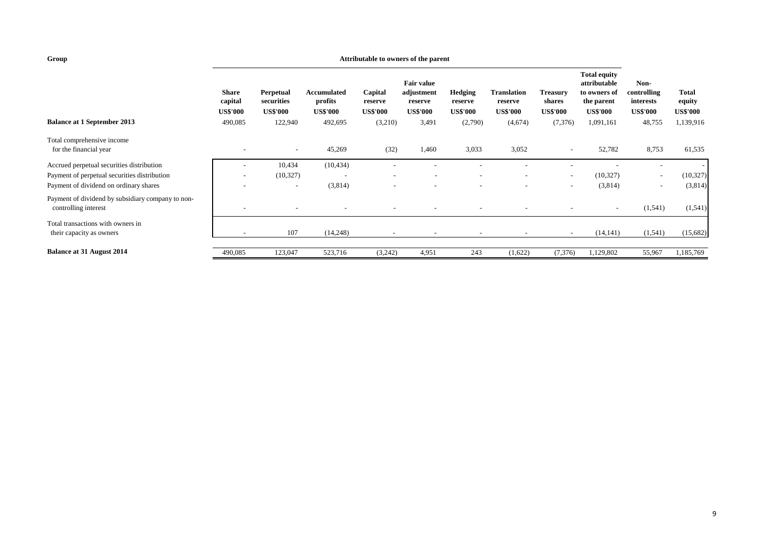**Group**

| | Attributable to owners of the parent | | | | | | | | | | |
|---|---|---|---|---|---|---|---|---|---|---|---|
| | **Share capital** | **Perpetual securities** | **Accumulated profits** | **Capital reserve** | **Fair value adjustment reserve** | **Hedging reserve** | **Translation reserve** | **Treasury shares** | **Total equity attributable to owners of the parent** | **Non-controlling interests** | **Total equity** |
| | **US$'000** | **US$'000** | **US$'000** | **US$'000** | **US$'000** | **US$'000** | **US$'000** | **US$'000** | **US$'000** | **US$'000** | **US$'000** |
| **Balance at 1 September 2013** | 490,085 | 122,940 | 492,695 | (3,210) | 3,491 | (2,790) | (4,674) | (7,376) | 1,091,161 | 48,755 | 1,139,916 |
| Total comprehensive income for the financial year | - | - | 45,269 | (32) | 1,460 | 3,033 | 3,052 | - | 52,782 | 8,753 | 61,535 |
| Accrued perpetual securities distribution | - | 10,434 | (10,434) | - | - | - | - | - | - | - | - |
| Payment of perpetual securities distribution | - | (10,327) | - | - | - | - | - | - | (10,327) | - | (10,327) |
| Payment of dividend on ordinary shares | - | - | (3,814) | - | - | - | - | - | (3,814) | - | (3,814) |
| Payment of dividend by subsidiary company to non-controlling interest | - | - | - | - | - | - | - | - | - | (1,541) | (1,541) |
| Total transactions with owners in their capacity as owners | - | 107 | (14,248) | - | - | - | - | - | (14,141) | (1,541) | (15,682) |
| **Balance at 31 August 2014** | 490,085 | 123,047 | 523,716 | (3,242) | 4,951 | 243 | (1,622) | (7,376) | 1,129,802 | 55,967 | 1,185,769 |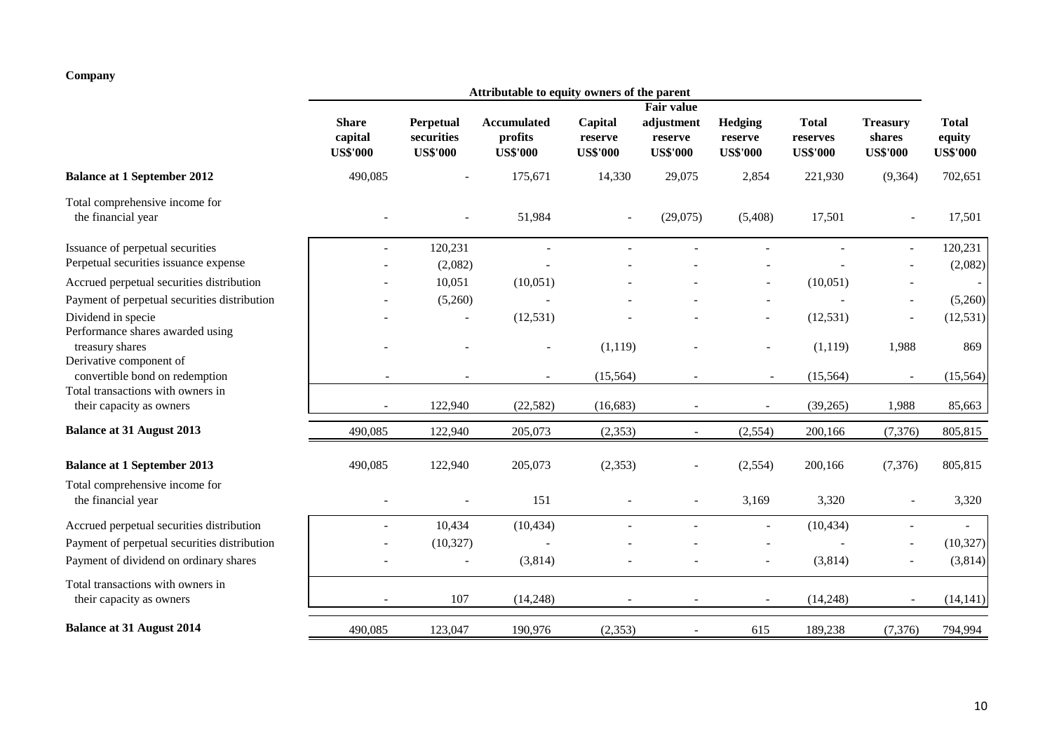**Company**

| | Attributable to equity owners of the parent | | | | | | | | |
|---|---|---|---|---|---|---|---|---|---|
| | Share capital US$'000 | Perpetual securities US$'000 | Accumulated profits US$'000 | Capital reserve US$'000 | Fair value adjustment reserve US$'000 | Hedging reserve US$'000 | Total reserves US$'000 | Treasury shares US$'000 | Total equity US$'000 |
| **Balance at 1 September 2012** | 490,085 | - | 175,671 | 14,330 | 29,075 | 2,854 | 221,930 | (9,364) | 702,651 |
| Total comprehensive income for the financial year | - | - | 51,984 | - | (29,075) | (5,408) | 17,501 | - | 17,501 |
| Issuance of perpetual securities | - | 120,231 | - | - | - | - | - | - | 120,231 |
| Perpetual securities issuance expense | - | (2,082) | - | - | - | - | - | - | (2,082) |
| Accrued perpetual securities distribution | - | 10,051 | (10,051) | - | - | - | (10,051) | - | - |
| Payment of perpetual securities distribution | - | (5,260) | - | - | - | - | - | - | (5,260) |
| Dividend in specie | - | - | (12,531) | - | - | - | (12,531) | - | (12,531) |
| Performance shares awarded using treasury shares | - | - | - | (1,119) | - | - | (1,119) | 1,988 | 869 |
| Derivative component of convertible bond on redemption | - | - | - | (15,564) | - | - | (15,564) | - | (15,564) |
| Total transactions with owners in their capacity as owners | - | 122,940 | (22,582) | (16,683) | - | - | (39,265) | 1,988 | 85,663 |
| **Balance at 31 August 2013** | 490,085 | 122,940 | 205,073 | (2,353) | - | (2,554) | 200,166 | (7,376) | 805,815 |
| **Balance at 1 September 2013** | 490,085 | 122,940 | 205,073 | (2,353) | - | (2,554) | 200,166 | (7,376) | 805,815 |
| Total comprehensive income for the financial year | - | - | 151 | - | - | 3,169 | 3,320 | - | 3,320 |
| Accrued perpetual securities distribution | - | 10,434 | (10,434) | - | - | - | (10,434) | - | - |
| Payment of perpetual securities distribution | - | (10,327) | - | - | - | - | - | - | (10,327) |
| Payment of dividend on ordinary shares | - | - | (3,814) | - | - | - | (3,814) | - | (3,814) |
| Total transactions with owners in their capacity as owners | - | 107 | (14,248) | - | - | - | (14,248) | - | (14,141) |
| **Balance at 31 August 2014** | 490,085 | 123,047 | 190,976 | (2,353) | - | 615 | 189,238 | (7,376) | 794,994 |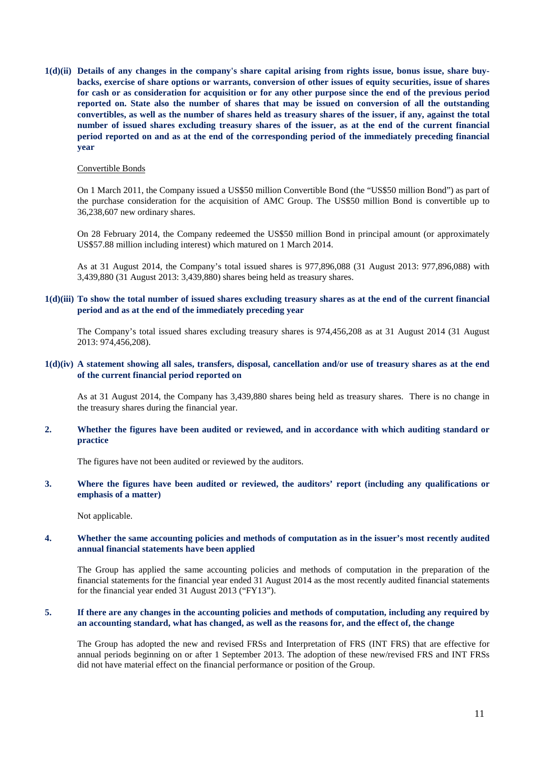**1(d)(ii) Details of any changes in the company's share capital arising from rights issue, bonus issue, share buy-backs, exercise of share options or warrants, conversion of other issues of equity securities, issue of shares for cash or as consideration for acquisition or for any other purpose since the end of the previous period reported on. State also the number of shares that may be issued on conversion of all the outstanding convertibles, as well as the number of shares held as treasury shares of the issuer, if any, against the total number of issued shares excluding treasury shares of the issuer, as at the end of the current financial period reported on and as at the end of the corresponding period of the immediately preceding financial year**

Convertible Bonds

On 1 March 2011, the Company issued a US$50 million Convertible Bond (the "US$50 million Bond") as part of the purchase consideration for the acquisition of AMC Group. The US$50 million Bond is convertible up to 36,238,607 new ordinary shares.

On 28 February 2014, the Company redeemed the US$50 million Bond in principal amount (or approximately US$57.88 million including interest) which matured on 1 March 2014.

As at 31 August 2014, the Company's total issued shares is 977,896,088 (31 August 2013: 977,896,088) with 3,439,880 (31 August 2013: 3,439,880) shares being held as treasury shares.

**1(d)(iii) To show the total number of issued shares excluding treasury shares as at the end of the current financial period and as at the end of the immediately preceding year**

The Company's total issued shares excluding treasury shares is 974,456,208 as at 31 August 2014 (31 August 2013: 974,456,208).

**1(d)(iv) A statement showing all sales, transfers, disposal, cancellation and/or use of treasury shares as at the end of the current financial period reported on**

As at 31 August 2014, the Company has 3,439,880 shares being held as treasury shares. There is no change in the treasury shares during the financial year.

**2. Whether the figures have been audited or reviewed, and in accordance with which auditing standard or practice**

The figures have not been audited or reviewed by the auditors.

**3. Where the figures have been audited or reviewed, the auditors' report (including any qualifications or emphasis of a matter)**

Not applicable.

**4. Whether the same accounting policies and methods of computation as in the issuer's most recently audited annual financial statements have been applied**

The Group has applied the same accounting policies and methods of computation in the preparation of the financial statements for the financial year ended 31 August 2014 as the most recently audited financial statements for the financial year ended 31 August 2013 ("FY13").

**5. If there are any changes in the accounting policies and methods of computation, including any required by an accounting standard, what has changed, as well as the reasons for, and the effect of, the change**

The Group has adopted the new and revised FRSs and Interpretation of FRS (INT FRS) that are effective for annual periods beginning on or after 1 September 2013. The adoption of these new/revised FRS and INT FRSs did not have material effect on the financial performance or position of the Group.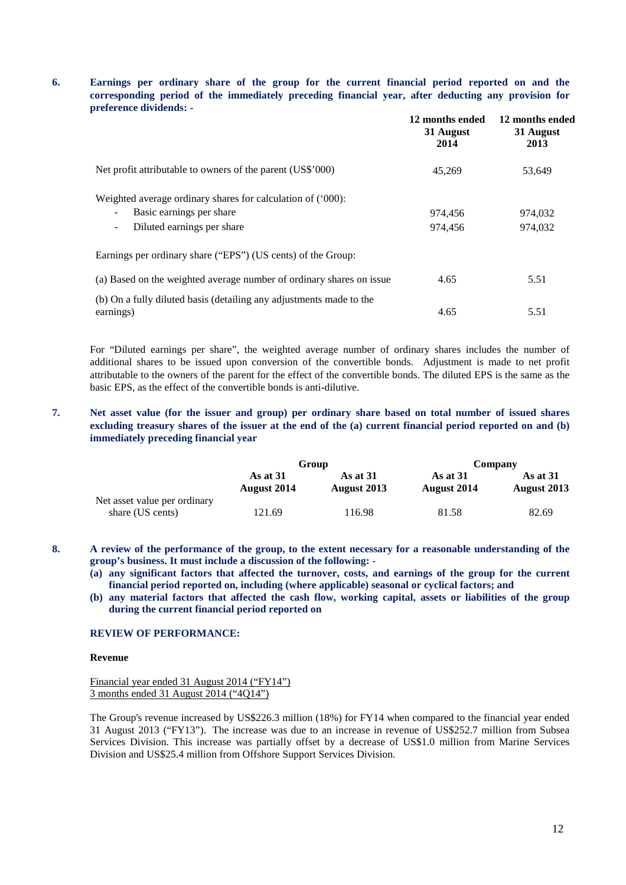**6. Earnings per ordinary share of the group for the current financial period reported on and the corresponding period of the immediately preceding financial year, after deducting any provision for preference dividends: -**

| | 12 months ended 31 August 2014 | 12 months ended 31 August 2013 |
|---|---|---|
| Net profit attributable to owners of the parent (US$'000) | 45,269 | 53,649 |
| Weighted average ordinary shares for calculation of ('000): | | |
| - Basic earnings per share | 974,456 | 974,032 |
| - Diluted earnings per share | 974,456 | 974,032 |
| Earnings per ordinary share ("EPS") (US cents) of the Group: | | |
| (a) Based on the weighted average number of ordinary shares on issue | 4.65 | 5.51 |
| (b) On a fully diluted basis (detailing any adjustments made to the earnings) | 4.65 | 5.51 |

For "Diluted earnings per share", the weighted average number of ordinary shares includes the number of additional shares to be issued upon conversion of the convertible bonds. Adjustment is made to net profit attributable to the owners of the parent for the effect of the convertible bonds. The diluted EPS is the same as the basic EPS, as the effect of the convertible bonds is anti-dilutive.

**7. Net asset value (for the issuer and group) per ordinary share based on total number of issued shares excluding treasury shares of the issuer at the end of the (a) current financial period reported on and (b) immediately preceding financial year**

| | Group | | Company | |
|---|---|---|---|---|
| | As at 31 August 2014 | As at 31 August 2013 | As at 31 August 2014 | As at 31 August 2013 |
| Net asset value per ordinary share (US cents) | 121.69 | 116.98 | 81.58 | 82.69 |

**8. A review of the performance of the group, to the extent necessary for a reasonable understanding of the group's business. It must include a discussion of the following: -**

**(a) any significant factors that affected the turnover, costs, and earnings of the group for the current financial period reported on, including (where applicable) seasonal or cyclical factors; and**

**(b) any material factors that affected the cash flow, working capital, assets or liabilities of the group during the current financial period reported on**

**REVIEW OF PERFORMANCE:**

**Revenue**

Financial year ended 31 August 2014 ("FY14")
3 months ended 31 August 2014 ("4Q14")

The Group's revenue increased by US$226.3 million (18%) for FY14 when compared to the financial year ended 31 August 2013 ("FY13"). The increase was due to an increase in revenue of US$252.7 million from Subsea Services Division. This increase was partially offset by a decrease of US$1.0 million from Marine Services Division and US$25.4 million from Offshore Support Services Division.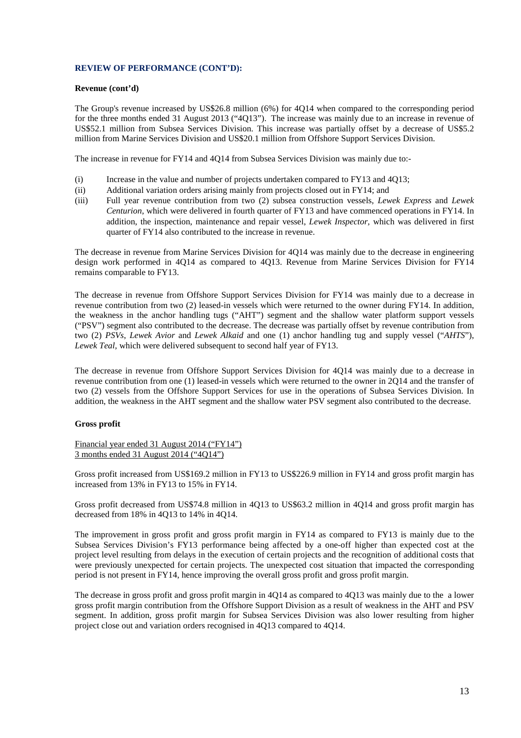## REVIEW OF PERFORMANCE (CONT'D):

**Revenue (cont'd)**

The Group's revenue increased by US$26.8 million (6%) for 4Q14 when compared to the corresponding period for the three months ended 31 August 2013 ("4Q13"). The increase was mainly due to an increase in revenue of US$52.1 million from Subsea Services Division. This increase was partially offset by a decrease of US$5.2 million from Marine Services Division and US$20.1 million from Offshore Support Services Division.

The increase in revenue for FY14 and 4Q14 from Subsea Services Division was mainly due to:-

(i) Increase in the value and number of projects undertaken compared to FY13 and 4Q13;

(ii) Additional variation orders arising mainly from projects closed out in FY14; and

(iii) Full year revenue contribution from two (2) subsea construction vessels, *Lewek Express* and *Lewek Centurion*, which were delivered in fourth quarter of FY13 and have commenced operations in FY14. In addition, the inspection, maintenance and repair vessel, *Lewek Inspector*, which was delivered in first quarter of FY14 also contributed to the increase in revenue.

The decrease in revenue from Marine Services Division for 4Q14 was mainly due to the decrease in engineering design work performed in 4Q14 as compared to 4Q13. Revenue from Marine Services Division for FY14 remains comparable to FY13.

The decrease in revenue from Offshore Support Services Division for FY14 was mainly due to a decrease in revenue contribution from two (2) leased-in vessels which were returned to the owner during FY14. In addition, the weakness in the anchor handling tugs ("AHT") segment and the shallow water platform support vessels ("PSV") segment also contributed to the decrease. The decrease was partially offset by revenue contribution from two (2) *PSVs*, *Lewek Avior* and *Lewek Alkaid* and one (1) anchor handling tug and supply vessel ("*AHTS*"), *Lewek Teal*, which were delivered subsequent to second half year of FY13.

The decrease in revenue from Offshore Support Services Division for 4Q14 was mainly due to a decrease in revenue contribution from one (1) leased-in vessels which were returned to the owner in 2Q14 and the transfer of two (2) vessels from the Offshore Support Services for use in the operations of Subsea Services Division. In addition, the weakness in the AHT segment and the shallow water PSV segment also contributed to the decrease.

**Gross profit**

<u>Financial year ended 31 August 2014 ("FY14")</u>
<u>3 months ended 31 August 2014 ("4Q14")</u>

Gross profit increased from US$169.2 million in FY13 to US$226.9 million in FY14 and gross profit margin has increased from 13% in FY13 to 15% in FY14.

Gross profit decreased from US$74.8 million in 4Q13 to US$63.2 million in 4Q14 and gross profit margin has decreased from 18% in 4Q13 to 14% in 4Q14.

The improvement in gross profit and gross profit margin in FY14 as compared to FY13 is mainly due to the Subsea Services Division's FY13 performance being affected by a one-off higher than expected cost at the project level resulting from delays in the execution of certain projects and the recognition of additional costs that were previously unexpected for certain projects. The unexpected cost situation that impacted the corresponding period is not present in FY14, hence improving the overall gross profit and gross profit margin.

The decrease in gross profit and gross profit margin in 4Q14 as compared to 4Q13 was mainly due to the a lower gross profit margin contribution from the Offshore Support Division as a result of weakness in the AHT and PSV segment. In addition, gross profit margin for Subsea Services Division was also lower resulting from higher project close out and variation orders recognised in 4Q13 compared to 4Q14.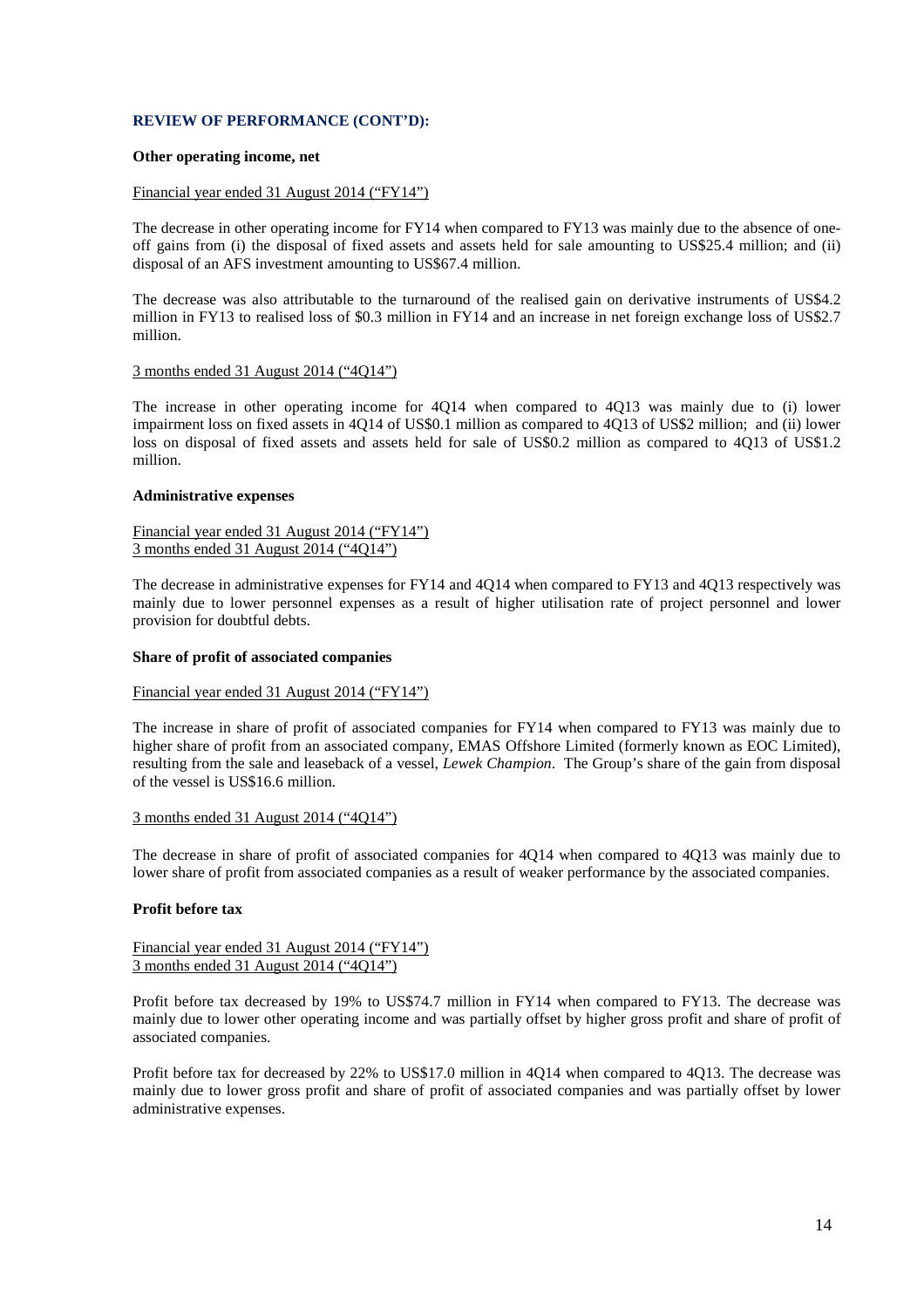## REVIEW OF PERFORMANCE (CONT'D):

### Other operating income, net

Financial year ended 31 August 2014 ("FY14")

The decrease in other operating income for FY14 when compared to FY13 was mainly due to the absence of one-off gains from (i) the disposal of fixed assets and assets held for sale amounting to US$25.4 million; and (ii) disposal of an AFS investment amounting to US$67.4 million.

The decrease was also attributable to the turnaround of the realised gain on derivative instruments of US$4.2 million in FY13 to realised loss of $0.3 million in FY14 and an increase in net foreign exchange loss of US$2.7 million.

3 months ended 31 August 2014 ("4Q14")

The increase in other operating income for 4Q14 when compared to 4Q13 was mainly due to (i) lower impairment loss on fixed assets in 4Q14 of US$0.1 million as compared to 4Q13 of US$2 million; and (ii) lower loss on disposal of fixed assets and assets held for sale of US$0.2 million as compared to 4Q13 of US$1.2 million.

### Administrative expenses

Financial year ended 31 August 2014 ("FY14")
3 months ended 31 August 2014 ("4Q14")

The decrease in administrative expenses for FY14 and 4Q14 when compared to FY13 and 4Q13 respectively was mainly due to lower personnel expenses as a result of higher utilisation rate of project personnel and lower provision for doubtful debts.

### Share of profit of associated companies

Financial year ended 31 August 2014 ("FY14")

The increase in share of profit of associated companies for FY14 when compared to FY13 was mainly due to higher share of profit from an associated company, EMAS Offshore Limited (formerly known as EOC Limited), resulting from the sale and leaseback of a vessel, *Lewek Champion*. The Group's share of the gain from disposal of the vessel is US$16.6 million.

3 months ended 31 August 2014 ("4Q14")

The decrease in share of profit of associated companies for 4Q14 when compared to 4Q13 was mainly due to lower share of profit from associated companies as a result of weaker performance by the associated companies.

### Profit before tax

Financial year ended 31 August 2014 ("FY14")
3 months ended 31 August 2014 ("4Q14")

Profit before tax decreased by 19% to US$74.7 million in FY14 when compared to FY13. The decrease was mainly due to lower other operating income and was partially offset by higher gross profit and share of profit of associated companies.

Profit before tax for decreased by 22% to US$17.0 million in 4Q14 when compared to 4Q13. The decrease was mainly due to lower gross profit and share of profit of associated companies and was partially offset by lower administrative expenses.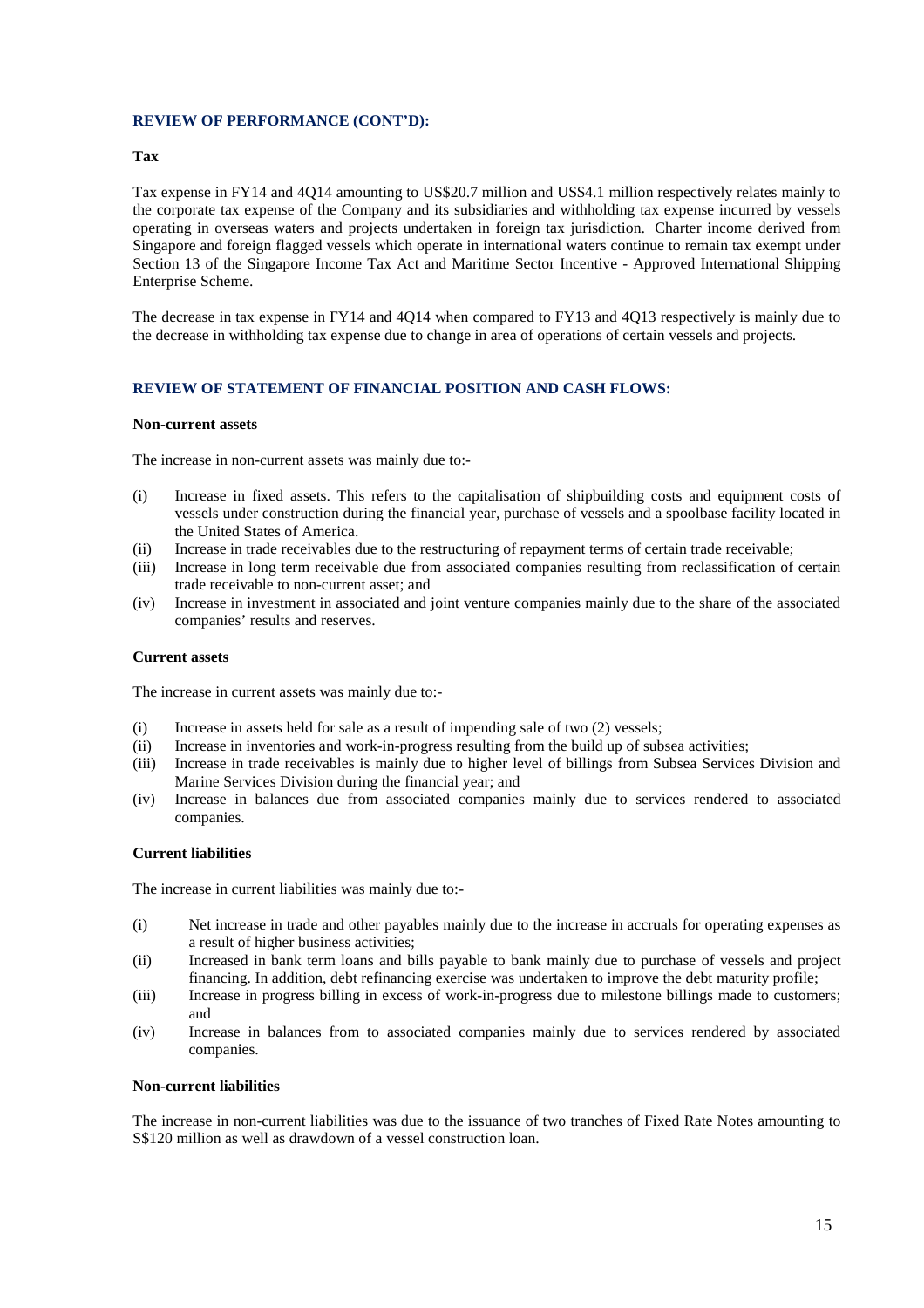## REVIEW OF PERFORMANCE (CONT'D):

**Tax**

Tax expense in FY14 and 4Q14 amounting to US$20.7 million and US$4.1 million respectively relates mainly to the corporate tax expense of the Company and its subsidiaries and withholding tax expense incurred by vessels operating in overseas waters and projects undertaken in foreign tax jurisdiction. Charter income derived from Singapore and foreign flagged vessels which operate in international waters continue to remain tax exempt under Section 13 of the Singapore Income Tax Act and Maritime Sector Incentive - Approved International Shipping Enterprise Scheme.

The decrease in tax expense in FY14 and 4Q14 when compared to FY13 and 4Q13 respectively is mainly due to the decrease in withholding tax expense due to change in area of operations of certain vessels and projects.

## REVIEW OF STATEMENT OF FINANCIAL POSITION AND CASH FLOWS:

**Non-current assets**

The increase in non-current assets was mainly due to:-

(i) Increase in fixed assets. This refers to the capitalisation of shipbuilding costs and equipment costs of vessels under construction during the financial year, purchase of vessels and a spoolbase facility located in the United States of America.
(ii) Increase in trade receivables due to the restructuring of repayment terms of certain trade receivable;
(iii) Increase in long term receivable due from associated companies resulting from reclassification of certain trade receivable to non-current asset; and
(iv) Increase in investment in associated and joint venture companies mainly due to the share of the associated companies' results and reserves.

**Current assets**

The increase in current assets was mainly due to:-

(i) Increase in assets held for sale as a result of impending sale of two (2) vessels;
(ii) Increase in inventories and work-in-progress resulting from the build up of subsea activities;
(iii) Increase in trade receivables is mainly due to higher level of billings from Subsea Services Division and Marine Services Division during the financial year; and
(iv) Increase in balances due from associated companies mainly due to services rendered to associated companies.

**Current liabilities**

The increase in current liabilities was mainly due to:-

(i) Net increase in trade and other payables mainly due to the increase in accruals for operating expenses as a result of higher business activities;
(ii) Increased in bank term loans and bills payable to bank mainly due to purchase of vessels and project financing. In addition, debt refinancing exercise was undertaken to improve the debt maturity profile;
(iii) Increase in progress billing in excess of work-in-progress due to milestone billings made to customers; and
(iv) Increase in balances from to associated companies mainly due to services rendered by associated companies.

**Non-current liabilities**

The increase in non-current liabilities was due to the issuance of two tranches of Fixed Rate Notes amounting to S$120 million as well as drawdown of a vessel construction loan.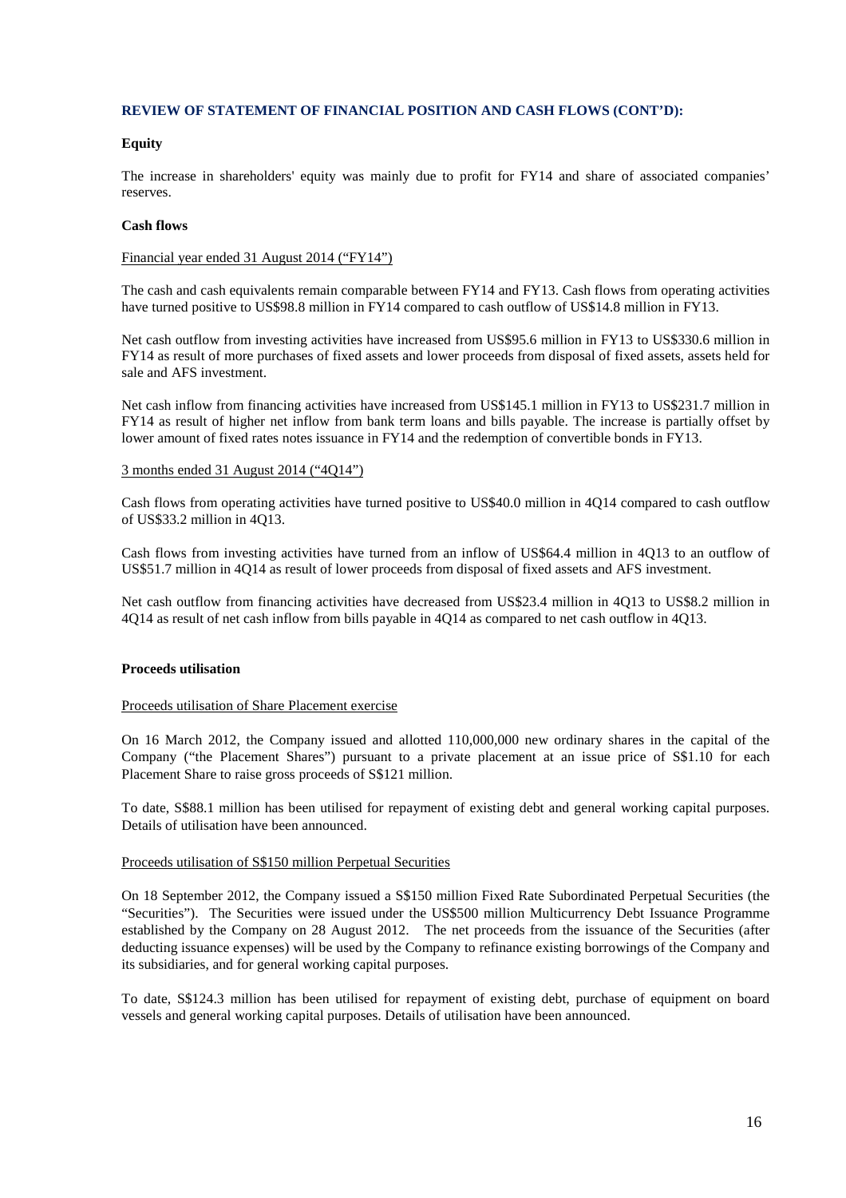## REVIEW OF STATEMENT OF FINANCIAL POSITION AND CASH FLOWS (CONT'D):

### Equity

The increase in shareholders' equity was mainly due to profit for FY14 and share of associated companies' reserves.

### Cash flows

Financial year ended 31 August 2014 ("FY14")

The cash and cash equivalents remain comparable between FY14 and FY13. Cash flows from operating activities have turned positive to US$98.8 million in FY14 compared to cash outflow of US$14.8 million in FY13.

Net cash outflow from investing activities have increased from US$95.6 million in FY13 to US$330.6 million in FY14 as result of more purchases of fixed assets and lower proceeds from disposal of fixed assets, assets held for sale and AFS investment.

Net cash inflow from financing activities have increased from US$145.1 million in FY13 to US$231.7 million in FY14 as result of higher net inflow from bank term loans and bills payable. The increase is partially offset by lower amount of fixed rates notes issuance in FY14 and the redemption of convertible bonds in FY13.

3 months ended 31 August 2014 ("4Q14")

Cash flows from operating activities have turned positive to US$40.0 million in 4Q14 compared to cash outflow of US$33.2 million in 4Q13.

Cash flows from investing activities have turned from an inflow of US$64.4 million in 4Q13 to an outflow of US$51.7 million in 4Q14 as result of lower proceeds from disposal of fixed assets and AFS investment.

Net cash outflow from financing activities have decreased from US$23.4 million in 4Q13 to US$8.2 million in 4Q14 as result of net cash inflow from bills payable in 4Q14 as compared to net cash outflow in 4Q13.

### Proceeds utilisation

Proceeds utilisation of Share Placement exercise

On 16 March 2012, the Company issued and allotted 110,000,000 new ordinary shares in the capital of the Company ("the Placement Shares") pursuant to a private placement at an issue price of S$1.10 for each Placement Share to raise gross proceeds of S$121 million.

To date, S$88.1 million has been utilised for repayment of existing debt and general working capital purposes. Details of utilisation have been announced.

Proceeds utilisation of S$150 million Perpetual Securities

On 18 September 2012, the Company issued a S$150 million Fixed Rate Subordinated Perpetual Securities (the "Securities"). The Securities were issued under the US$500 million Multicurrency Debt Issuance Programme established by the Company on 28 August 2012. The net proceeds from the issuance of the Securities (after deducting issuance expenses) will be used by the Company to refinance existing borrowings of the Company and its subsidiaries, and for general working capital purposes.

To date, S$124.3 million has been utilised for repayment of existing debt, purchase of equipment on board vessels and general working capital purposes. Details of utilisation have been announced.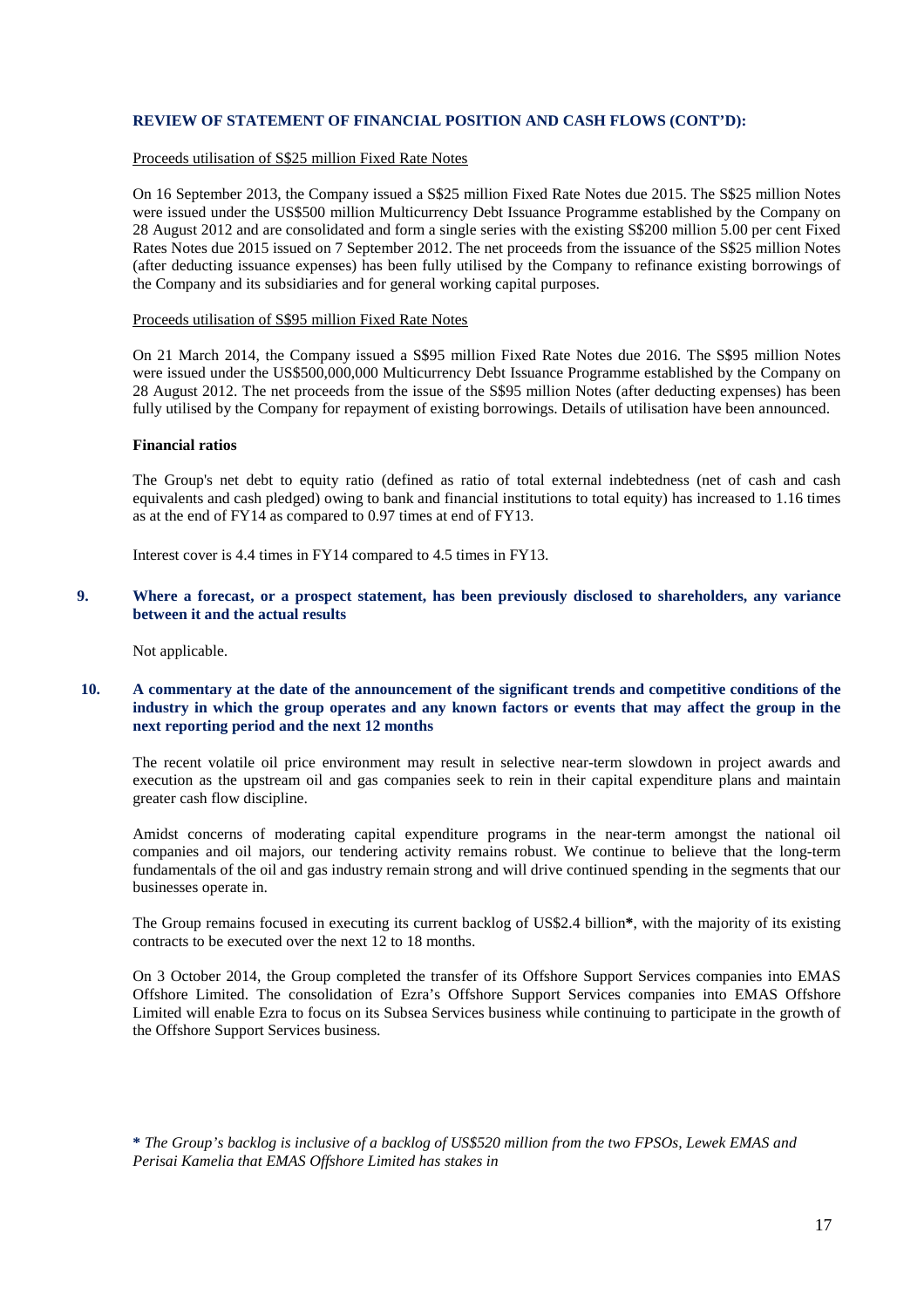**REVIEW OF STATEMENT OF FINANCIAL POSITION AND CASH FLOWS (CONT'D):**

Proceeds utilisation of S$25 million Fixed Rate Notes

On 16 September 2013, the Company issued a S$25 million Fixed Rate Notes due 2015. The S$25 million Notes were issued under the US$500 million Multicurrency Debt Issuance Programme established by the Company on 28 August 2012 and are consolidated and form a single series with the existing S$200 million 5.00 per cent Fixed Rates Notes due 2015 issued on 7 September 2012. The net proceeds from the issuance of the S$25 million Notes (after deducting issuance expenses) has been fully utilised by the Company to refinance existing borrowings of the Company and its subsidiaries and for general working capital purposes.

Proceeds utilisation of S$95 million Fixed Rate Notes

On 21 March 2014, the Company issued a S$95 million Fixed Rate Notes due 2016. The S$95 million Notes were issued under the US$500,000,000 Multicurrency Debt Issuance Programme established by the Company on 28 August 2012. The net proceeds from the issue of the S$95 million Notes (after deducting expenses) has been fully utilised by the Company for repayment of existing borrowings. Details of utilisation have been announced.

**Financial ratios**

The Group's net debt to equity ratio (defined as ratio of total external indebtedness (net of cash and cash equivalents and cash pledged) owing to bank and financial institutions to total equity) has increased to 1.16 times as at the end of FY14 as compared to 0.97 times at end of FY13.

Interest cover is 4.4 times in FY14 compared to 4.5 times in FY13.

**9. Where a forecast, or a prospect statement, has been previously disclosed to shareholders, any variance between it and the actual results**

Not applicable.

**10. A commentary at the date of the announcement of the significant trends and competitive conditions of the industry in which the group operates and any known factors or events that may affect the group in the next reporting period and the next 12 months**

The recent volatile oil price environment may result in selective near-term slowdown in project awards and execution as the upstream oil and gas companies seek to rein in their capital expenditure plans and maintain greater cash flow discipline.

Amidst concerns of moderating capital expenditure programs in the near-term amongst the national oil companies and oil majors, our tendering activity remains robust. We continue to believe that the long-term fundamentals of the oil and gas industry remain strong and will drive continued spending in the segments that our businesses operate in.

The Group remains focused in executing its current backlog of US$2.4 billion**\***, with the majority of its existing contracts to be executed over the next 12 to 18 months.

On 3 October 2014, the Group completed the transfer of its Offshore Support Services companies into EMAS Offshore Limited. The consolidation of Ezra's Offshore Support Services companies into EMAS Offshore Limited will enable Ezra to focus on its Subsea Services business while continuing to participate in the growth of the Offshore Support Services business.

**\*** *The Group's backlog is inclusive of a backlog of US$520 million from the two FPSOs, Lewek EMAS and Perisai Kamelia that EMAS Offshore Limited has stakes in*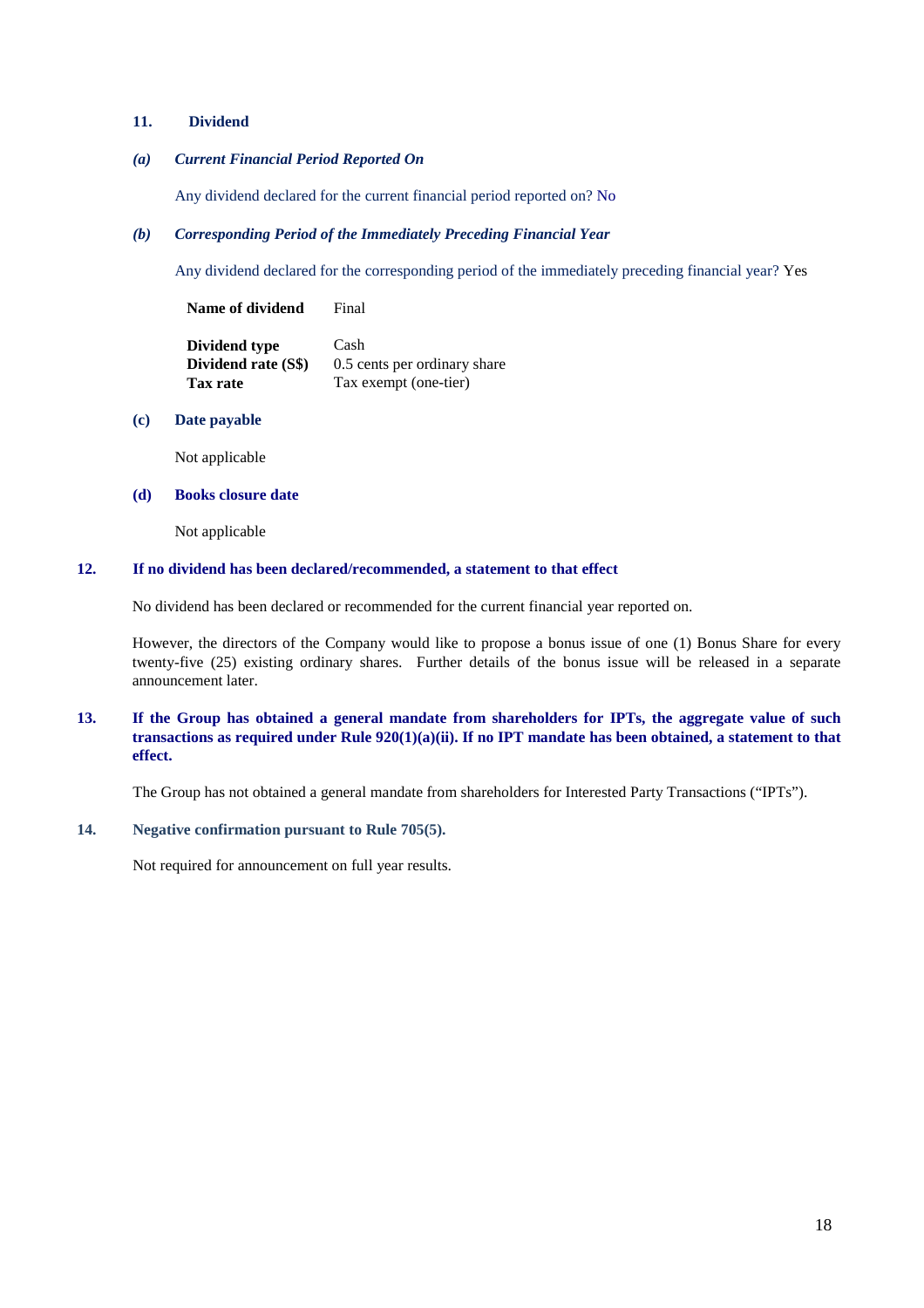## 11. Dividend

### *(a) Current Financial Period Reported On*

Any dividend declared for the current financial period reported on? No

### *(b) Corresponding Period of the Immediately Preceding Financial Year*

Any dividend declared for the corresponding period of the immediately preceding financial year? Yes

| | |
|---|---|
| **Name of dividend** | Final |
| **Dividend type** | Cash |
| **Dividend rate (S$)** | 0.5 cents per ordinary share |
| **Tax rate** | Tax exempt (one-tier) |

### (c) Date payable

Not applicable

### (d) Books closure date

Not applicable

## 12. If no dividend has been declared/recommended, a statement to that effect

No dividend has been declared or recommended for the current financial year reported on.

However, the directors of the Company would like to propose a bonus issue of one (1) Bonus Share for every twenty-five (25) existing ordinary shares. Further details of the bonus issue will be released in a separate announcement later.

## 13. If the Group has obtained a general mandate from shareholders for IPTs, the aggregate value of such transactions as required under Rule 920(1)(a)(ii). If no IPT mandate has been obtained, a statement to that effect.

The Group has not obtained a general mandate from shareholders for Interested Party Transactions ("IPTs").

## 14. Negative confirmation pursuant to Rule 705(5).

Not required for announcement on full year results.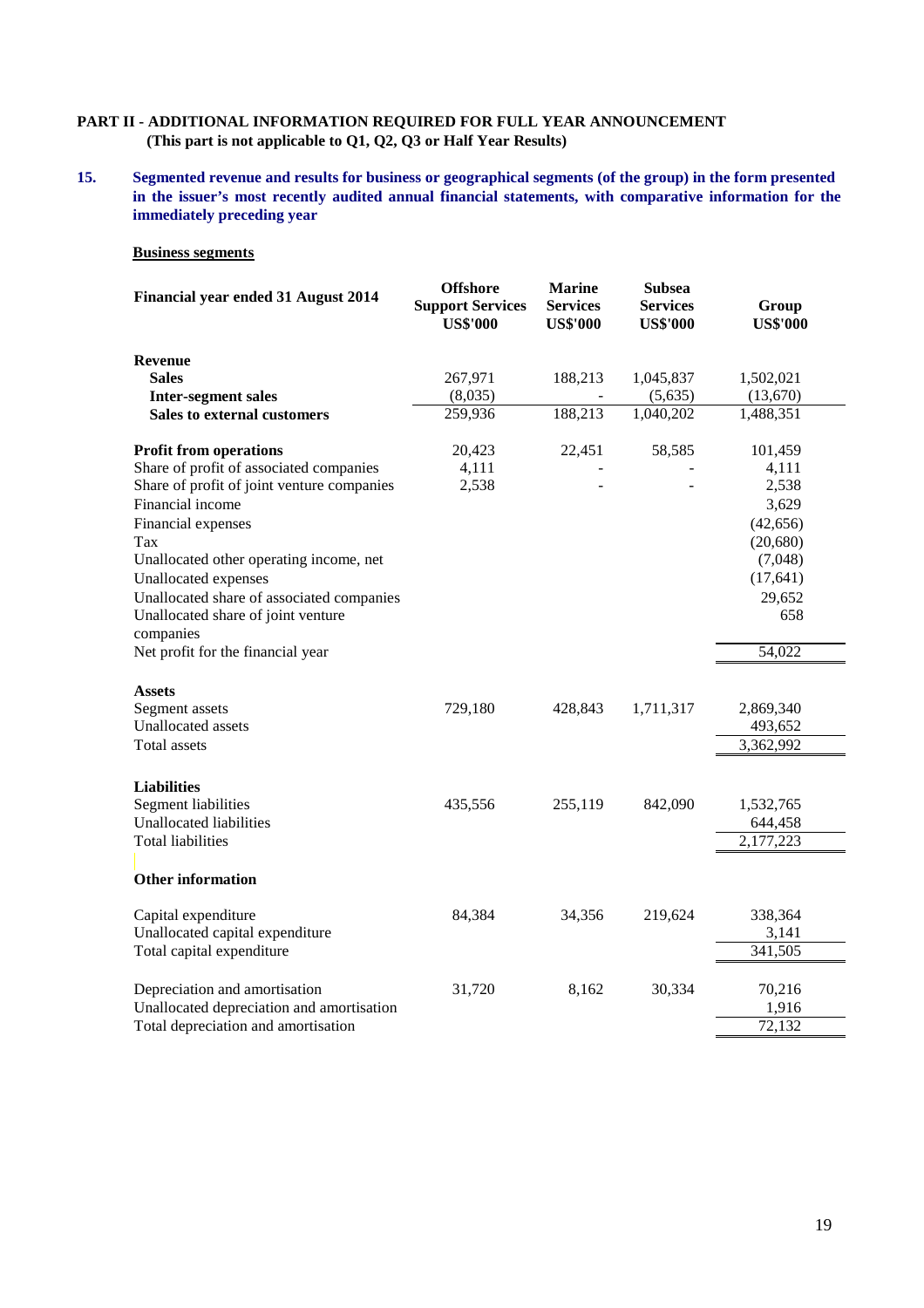## PART II - ADDITIONAL INFORMATION REQUIRED FOR FULL YEAR ANNOUNCEMENT
**(This part is not applicable to Q1, Q2, Q3 or Half Year Results)**

**15. Segmented revenue and results for business or geographical segments (of the group) in the form presented in the issuer's most recently audited annual financial statements, with comparative information for the immediately preceding year**

**Business segments**

| Financial year ended 31 August 2014 | Offshore Support Services US$'000 | Marine Services US$'000 | Subsea Services US$'000 | Group US$'000 |
|---|---|---|---|---|
| **Revenue** | | | | |
| **Sales** | 267,971 | 188,213 | 1,045,837 | 1,502,021 |
| **Inter-segment sales** | (8,035) | - | (5,635) | (13,670) |
| **Sales to external customers** | 259,936 | 188,213 | 1,040,202 | 1,488,351 |
| | | | | |
| **Profit from operations** | 20,423 | 22,451 | 58,585 | 101,459 |
| Share of profit of associated companies | 4,111 | - | - | 4,111 |
| Share of profit of joint venture companies | 2,538 | - | - | 2,538 |
| Financial income | | | | 3,629 |
| Financial expenses | | | | (42,656) |
| Tax | | | | (20,680) |
| Unallocated other operating income, net | | | | (7,048) |
| Unallocated expenses | | | | (17,641) |
| Unallocated share of associated companies | | | | 29,652 |
| Unallocated share of joint venture companies | | | | 658 |
| Net profit for the financial year | | | | 54,022 |
| | | | | |
| **Assets** | | | | |
| Segment assets | 729,180 | 428,843 | 1,711,317 | 2,869,340 |
| Unallocated assets | | | | 493,652 |
| Total assets | | | | 3,362,992 |
| | | | | |
| **Liabilities** | | | | |
| Segment liabilities | 435,556 | 255,119 | 842,090 | 1,532,765 |
| Unallocated liabilities | | | | 644,458 |
| Total liabilities | | | | 2,177,223 |
| | | | | |
| **Other information** | | | | |
| Capital expenditure | 84,384 | 34,356 | 219,624 | 338,364 |
| Unallocated capital expenditure | | | | 3,141 |
| Total capital expenditure | | | | 341,505 |
| | | | | |
| Depreciation and amortisation | 31,720 | 8,162 | 30,334 | 70,216 |
| Unallocated depreciation and amortisation | | | | 1,916 |
| Total depreciation and amortisation | | | | 72,132 |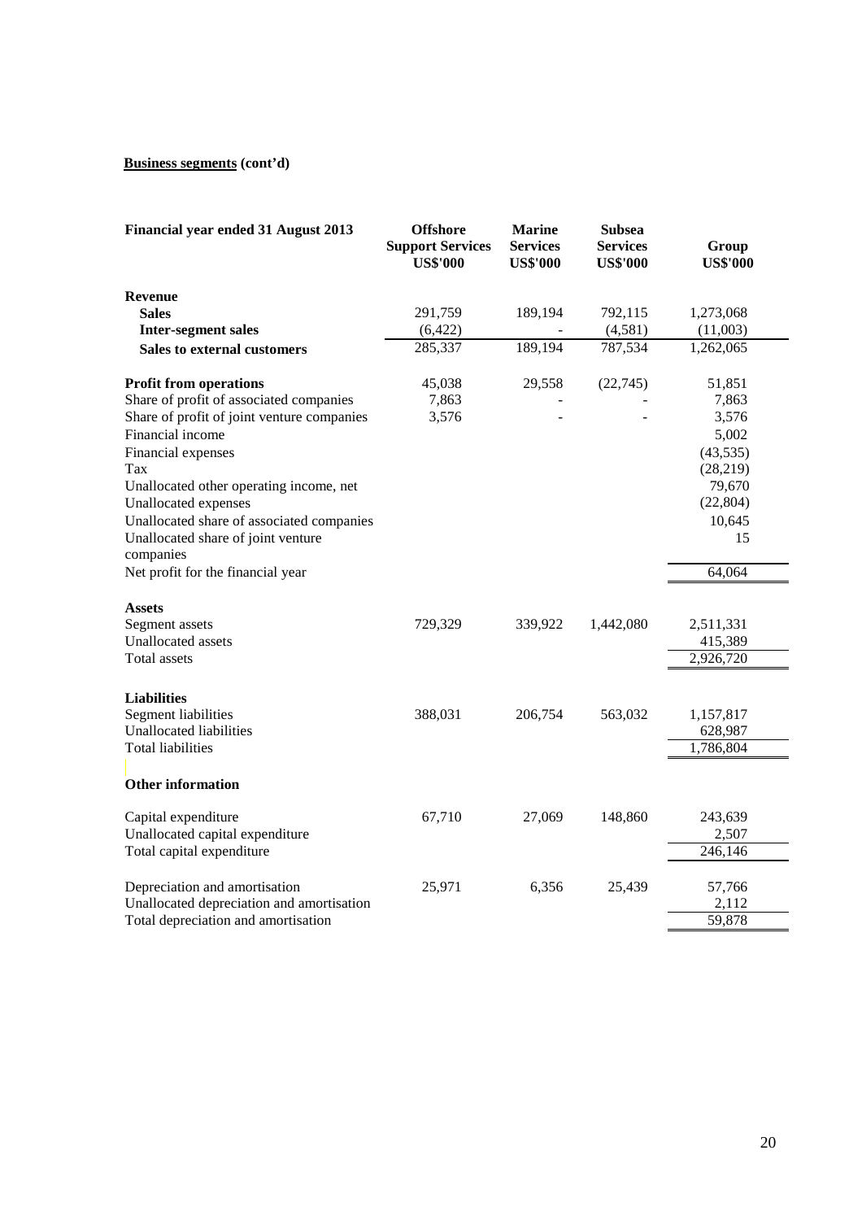**Business segments (cont'd)**

| Financial year ended 31 August 2013 | Offshore Support Services US$'000 | Marine Services US$'000 | Subsea Services US$'000 | Group US$'000 |
|---|---|---|---|---|
| **Revenue** | | | | |
| **Sales** | 291,759 | 189,194 | 792,115 | 1,273,068 |
| **Inter-segment sales** | (6,422) | - | (4,581) | (11,003) |
| **Sales to external customers** | 285,337 | 189,194 | 787,534 | 1,262,065 |
| | | | | |
| **Profit from operations** | 45,038 | 29,558 | (22,745) | 51,851 |
| Share of profit of associated companies | 7,863 | - | - | 7,863 |
| Share of profit of joint venture companies | 3,576 | - | - | 3,576 |
| Financial income | | | | 5,002 |
| Financial expenses | | | | (43,535) |
| Tax | | | | (28,219) |
| Unallocated other operating income, net | | | | 79,670 |
| Unallocated expenses | | | | (22,804) |
| Unallocated share of associated companies | | | | 10,645 |
| Unallocated share of joint venture companies | | | | 15 |
| Net profit for the financial year | | | | 64,064 |
| | | | | |
| **Assets** | | | | |
| Segment assets | 729,329 | 339,922 | 1,442,080 | 2,511,331 |
| Unallocated assets | | | | 415,389 |
| Total assets | | | | 2,926,720 |
| | | | | |
| **Liabilities** | | | | |
| Segment liabilities | 388,031 | 206,754 | 563,032 | 1,157,817 |
| Unallocated liabilities | | | | 628,987 |
| Total liabilities | | | | 1,786,804 |
| | | | | |
| **Other information** | | | | |
| | | | | |
| Capital expenditure | 67,710 | 27,069 | 148,860 | 243,639 |
| Unallocated capital expenditure | | | | 2,507 |
| Total capital expenditure | | | | 246,146 |
| | | | | |
| Depreciation and amortisation | 25,971 | 6,356 | 25,439 | 57,766 |
| Unallocated depreciation and amortisation | | | | 2,112 |
| Total depreciation and amortisation | | | | 59,878 |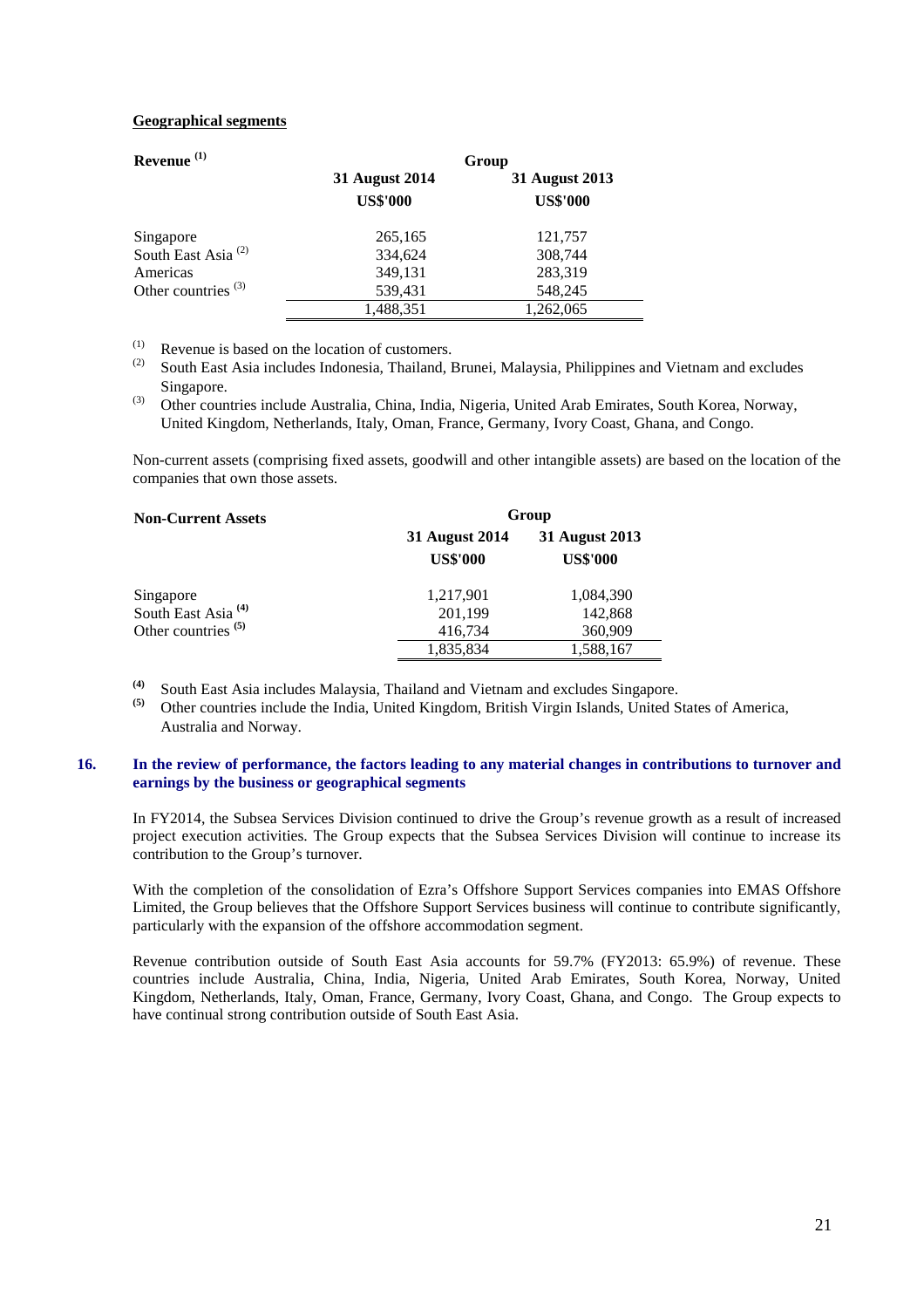**Geographical segments**

| Revenue [1] | Group | |
|---|---|---|
| | 31 August 2014 | 31 August 2013 |
| | US$'000 | US$'000 |
| Singapore | 265,165 | 121,757 |
| South East Asia [2] | 334,624 | 308,744 |
| Americas | 349,131 | 283,319 |
| Other countries [3] | 539,431 | 548,245 |
| | 1,488,351 | 1,262,065 |

[1] Revenue is based on the location of customers.

[2] South East Asia includes Indonesia, Thailand, Brunei, Malaysia, Philippines and Vietnam and excludes Singapore.

[3] Other countries include Australia, China, India, Nigeria, United Arab Emirates, South Korea, Norway, United Kingdom, Netherlands, Italy, Oman, France, Germany, Ivory Coast, Ghana, and Congo.

Non-current assets (comprising fixed assets, goodwill and other intangible assets) are based on the location of the companies that own those assets.

| Non-Current Assets | Group | |
|---|---|---|
| | 31 August 2014 | 31 August 2013 |
| | US$'000 | US$'000 |
| Singapore | 1,217,901 | 1,084,390 |
| South East Asia [4] | 201,199 | 142,868 |
| Other countries [5] | 416,734 | 360,909 |
| | 1,835,834 | 1,588,167 |

[4] South East Asia includes Malaysia, Thailand and Vietnam and excludes Singapore.

[5] Other countries include the India, United Kingdom, British Virgin Islands, United States of America, Australia and Norway.

### 16. In the review of performance, the factors leading to any material changes in contributions to turnover and earnings by the business or geographical segments

In FY2014, the Subsea Services Division continued to drive the Group's revenue growth as a result of increased project execution activities. The Group expects that the Subsea Services Division will continue to increase its contribution to the Group's turnover.

With the completion of the consolidation of Ezra's Offshore Support Services companies into EMAS Offshore Limited, the Group believes that the Offshore Support Services business will continue to contribute significantly, particularly with the expansion of the offshore accommodation segment.

Revenue contribution outside of South East Asia accounts for 59.7% (FY2013: 65.9%) of revenue. These countries include Australia, China, India, Nigeria, United Arab Emirates, South Korea, Norway, United Kingdom, Netherlands, Italy, Oman, France, Germany, Ivory Coast, Ghana, and Congo. The Group expects to have continual strong contribution outside of South East Asia.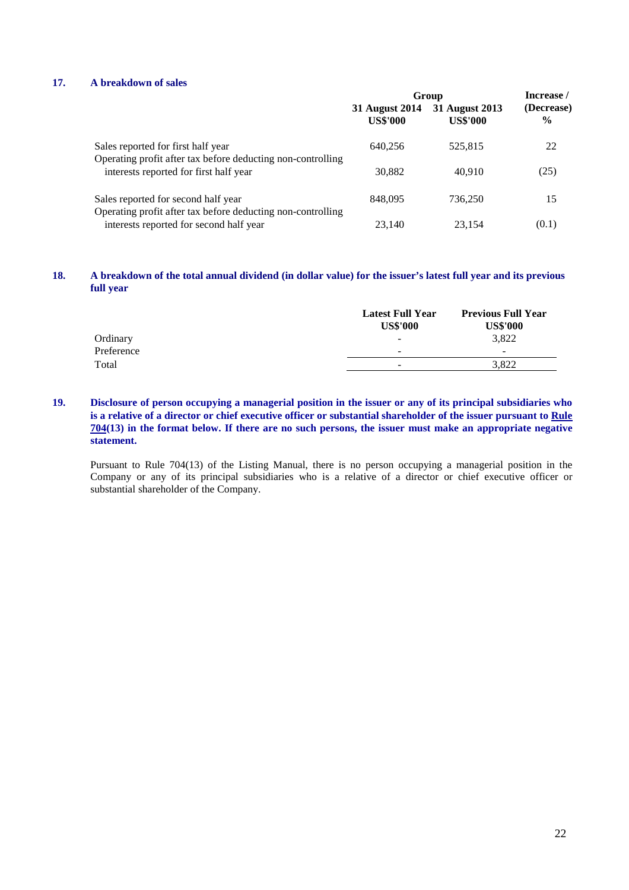## 17. A breakdown of sales

| | Group | | Increase / |
|---|---|---|---|
| | 31 August 2014 US$'000 | 31 August 2013 US$'000 | (Decrease) % |
| Sales reported for first half year | 640,256 | 525,815 | 22 |
| Operating profit after tax before deducting non-controlling interests reported for first half year | 30,882 | 40,910 | (25) |
| Sales reported for second half year | 848,095 | 736,250 | 15 |
| Operating profit after tax before deducting non-controlling interests reported for second half year | 23,140 | 23,154 | (0.1) |

## 18. A breakdown of the total annual dividend (in dollar value) for the issuer's latest full year and its previous full year

| | Latest Full Year US$'000 | Previous Full Year US$'000 |
|---|---|---|
| Ordinary | - | 3,822 |
| Preference | - | - |
| Total | - | 3,822 |

## 19. Disclosure of person occupying a managerial position in the issuer or any of its principal subsidiaries who is a relative of a director or chief executive officer or substantial shareholder of the issuer pursuant to Rule 704(13) in the format below. If there are no such persons, the issuer must make an appropriate negative statement.

Pursuant to Rule 704(13) of the Listing Manual, there is no person occupying a managerial position in the Company or any of its principal subsidiaries who is a relative of a director or chief executive officer or substantial shareholder of the Company.